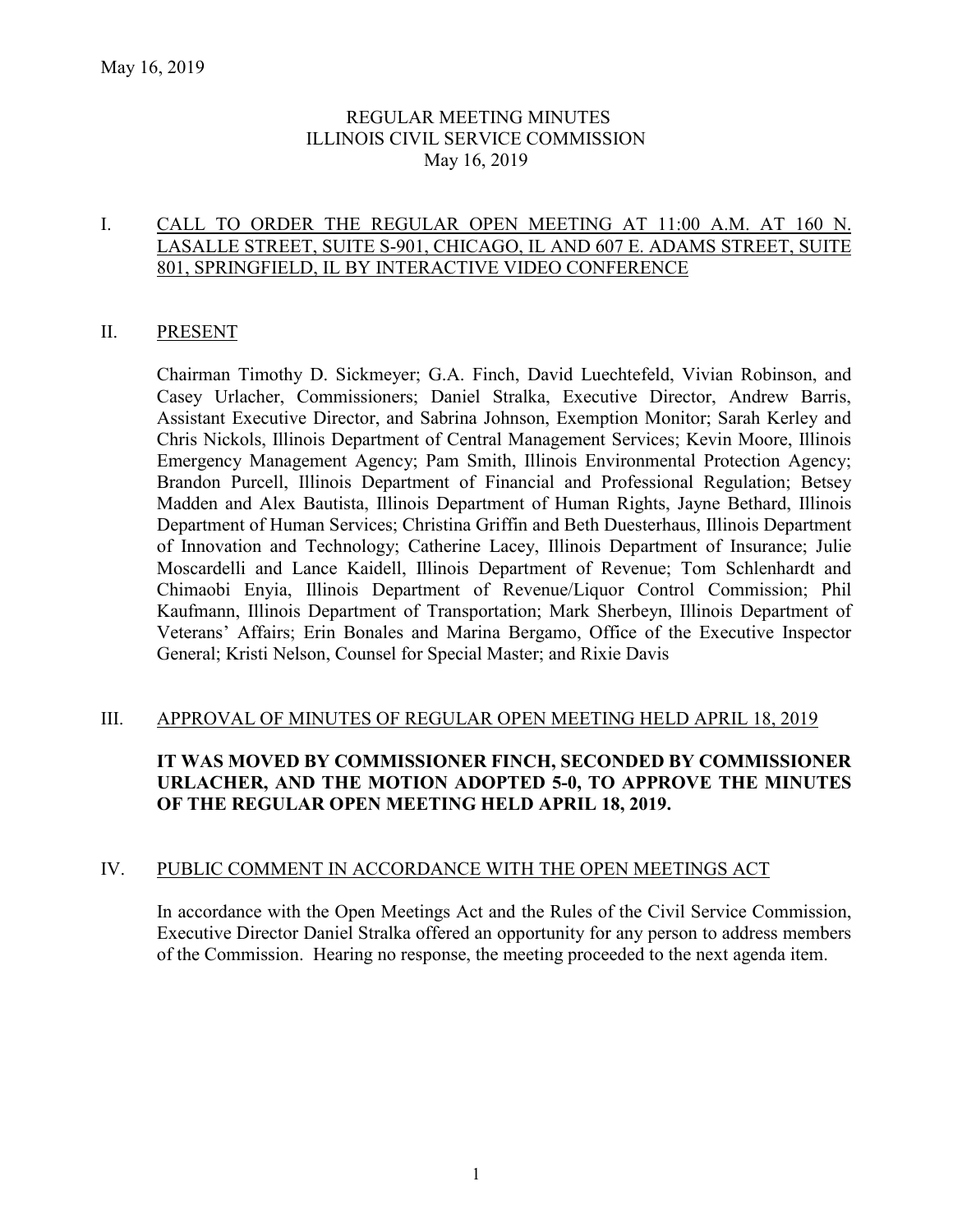May 16, 2019

# REGULAR MEETING MINUTES
# ILLINOIS CIVIL SERVICE COMMISSION
# May 16, 2019

## I. CALL TO ORDER THE REGULAR OPEN MEETING AT 11:00 A.M. AT 160 N. LASALLE STREET, SUITE S-901, CHICAGO, IL AND 607 E. ADAMS STREET, SUITE 801, SPRINGFIELD, IL BY INTERACTIVE VIDEO CONFERENCE

## II. PRESENT

Chairman Timothy D. Sickmeyer; G.A. Finch, David Luechtefeld, Vivian Robinson, and Casey Urlacher, Commissioners; Daniel Stralka, Executive Director, Andrew Barris, Assistant Executive Director, and Sabrina Johnson, Exemption Monitor; Sarah Kerley and Chris Nickols, Illinois Department of Central Management Services; Kevin Moore, Illinois Emergency Management Agency; Pam Smith, Illinois Environmental Protection Agency; Brandon Purcell, Illinois Department of Financial and Professional Regulation; Betsey Madden and Alex Bautista, Illinois Department of Human Rights, Jayne Bethard, Illinois Department of Human Services; Christina Griffin and Beth Duesterhaus, Illinois Department of Innovation and Technology; Catherine Lacey, Illinois Department of Insurance; Julie Moscardelli and Lance Kaidell, Illinois Department of Revenue; Tom Schlenhardt and Chimaobi Enyia, Illinois Department of Revenue/Liquor Control Commission; Phil Kaufmann, Illinois Department of Transportation; Mark Sherbeyn, Illinois Department of Veterans' Affairs; Erin Bonales and Marina Bergamo, Office of the Executive Inspector General; Kristi Nelson, Counsel for Special Master; and Rixie Davis

## III. APPROVAL OF MINUTES OF REGULAR OPEN MEETING HELD APRIL 18, 2019

**IT WAS MOVED BY COMMISSIONER FINCH, SECONDED BY COMMISSIONER URLACHER, AND THE MOTION ADOPTED 5-0, TO APPROVE THE MINUTES OF THE REGULAR OPEN MEETING HELD APRIL 18, 2019.**

## IV. PUBLIC COMMENT IN ACCORDANCE WITH THE OPEN MEETINGS ACT

In accordance with the Open Meetings Act and the Rules of the Civil Service Commission, Executive Director Daniel Stralka offered an opportunity for any person to address members of the Commission. Hearing no response, the meeting proceeded to the next agenda item.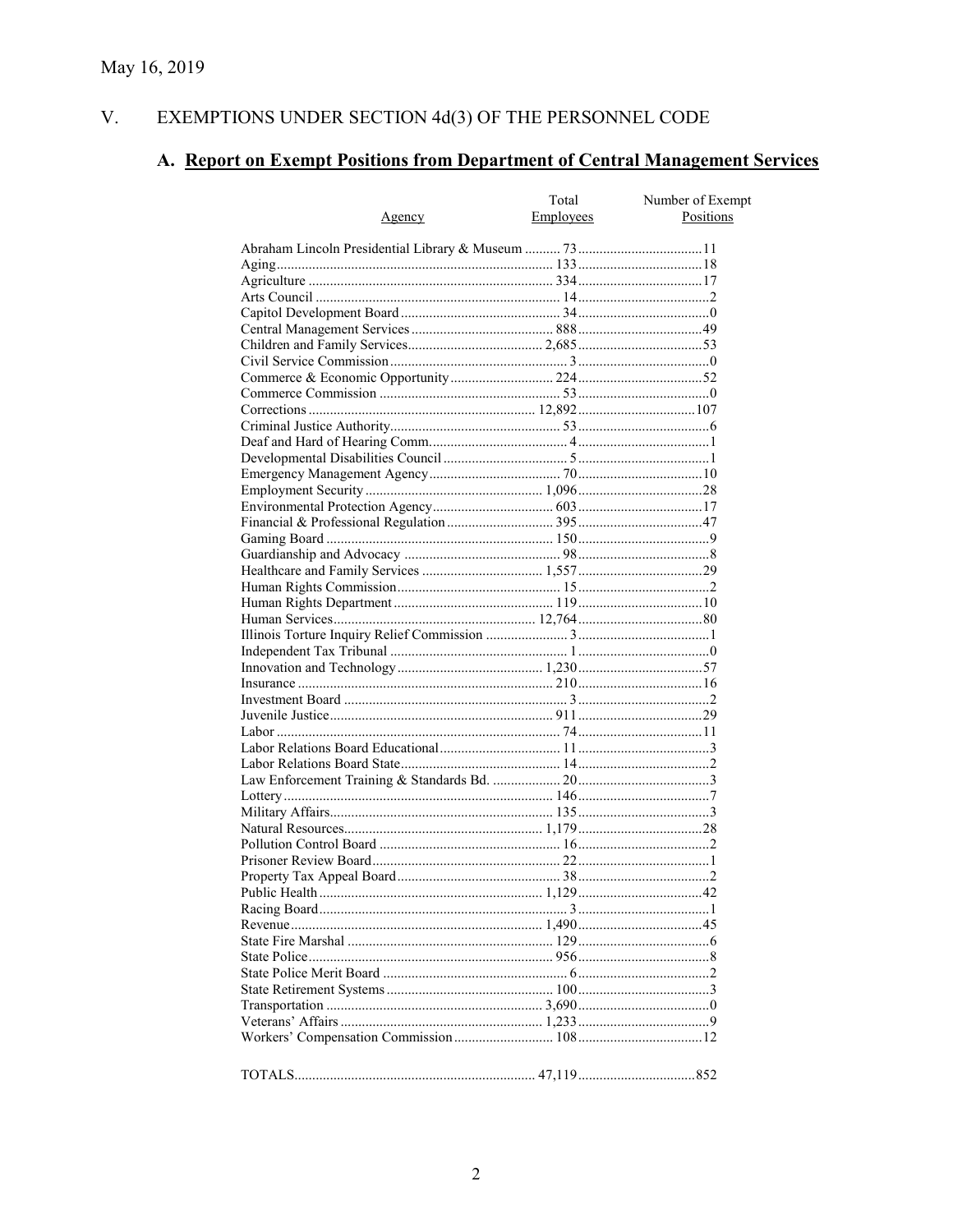May 16, 2019

## V. EXEMPTIONS UNDER SECTION 4d(3) OF THE PERSONNEL CODE

### A. Report on Exempt Positions from Department of Central Management Services

| Agency | Total Employees | Number of Exempt Positions |
|---|---|---|
| Abraham Lincoln Presidential Library & Museum | 73 | 11 |
| Aging | 133 | 18 |
| Agriculture | 334 | 17 |
| Arts Council | 14 | 2 |
| Capitol Development Board | 34 | 0 |
| Central Management Services | 888 | 49 |
| Children and Family Services | 2,685 | 53 |
| Civil Service Commission | 3 | 0 |
| Commerce & Economic Opportunity | 224 | 52 |
| Commerce Commission | 53 | 0 |
| Corrections | 12,892 | 107 |
| Criminal Justice Authority | 53 | 6 |
| Deaf and Hard of Hearing Comm. | 4 | 1 |
| Developmental Disabilities Council | 5 | 1 |
| Emergency Management Agency | 70 | 10 |
| Employment Security | 1,096 | 28 |
| Environmental Protection Agency | 603 | 17 |
| Financial & Professional Regulation | 395 | 47 |
| Gaming Board | 150 | 9 |
| Guardianship and Advocacy | 98 | 8 |
| Healthcare and Family Services | 1,557 | 29 |
| Human Rights Commission | 15 | 2 |
| Human Rights Department | 119 | 10 |
| Human Services | 12,764 | 80 |
| Illinois Torture Inquiry Relief Commission | 3 | 1 |
| Independent Tax Tribunal | 1 | 0 |
| Innovation and Technology | 1,230 | 57 |
| Insurance | 210 | 16 |
| Investment Board | 3 | 2 |
| Juvenile Justice | 911 | 29 |
| Labor | 74 | 11 |
| Labor Relations Board Educational | 11 | 3 |
| Labor Relations Board State | 14 | 2 |
| Law Enforcement Training & Standards Bd. | 20 | 3 |
| Lottery | 146 | 7 |
| Military Affairs | 135 | 3 |
| Natural Resources | 1,179 | 28 |
| Pollution Control Board | 16 | 2 |
| Prisoner Review Board | 22 | 1 |
| Property Tax Appeal Board | 38 | 2 |
| Public Health | 1,129 | 42 |
| Racing Board | 3 | 1 |
| Revenue | 1,490 | 45 |
| State Fire Marshal | 129 | 6 |
| State Police | 956 | 8 |
| State Police Merit Board | 6 | 2 |
| State Retirement Systems | 100 | 3 |
| Transportation | 3,690 | 0 |
| Veterans' Affairs | 1,233 | 9 |
| Workers' Compensation Commission | 108 | 12 |
| TOTALS | 47,119 | 852 |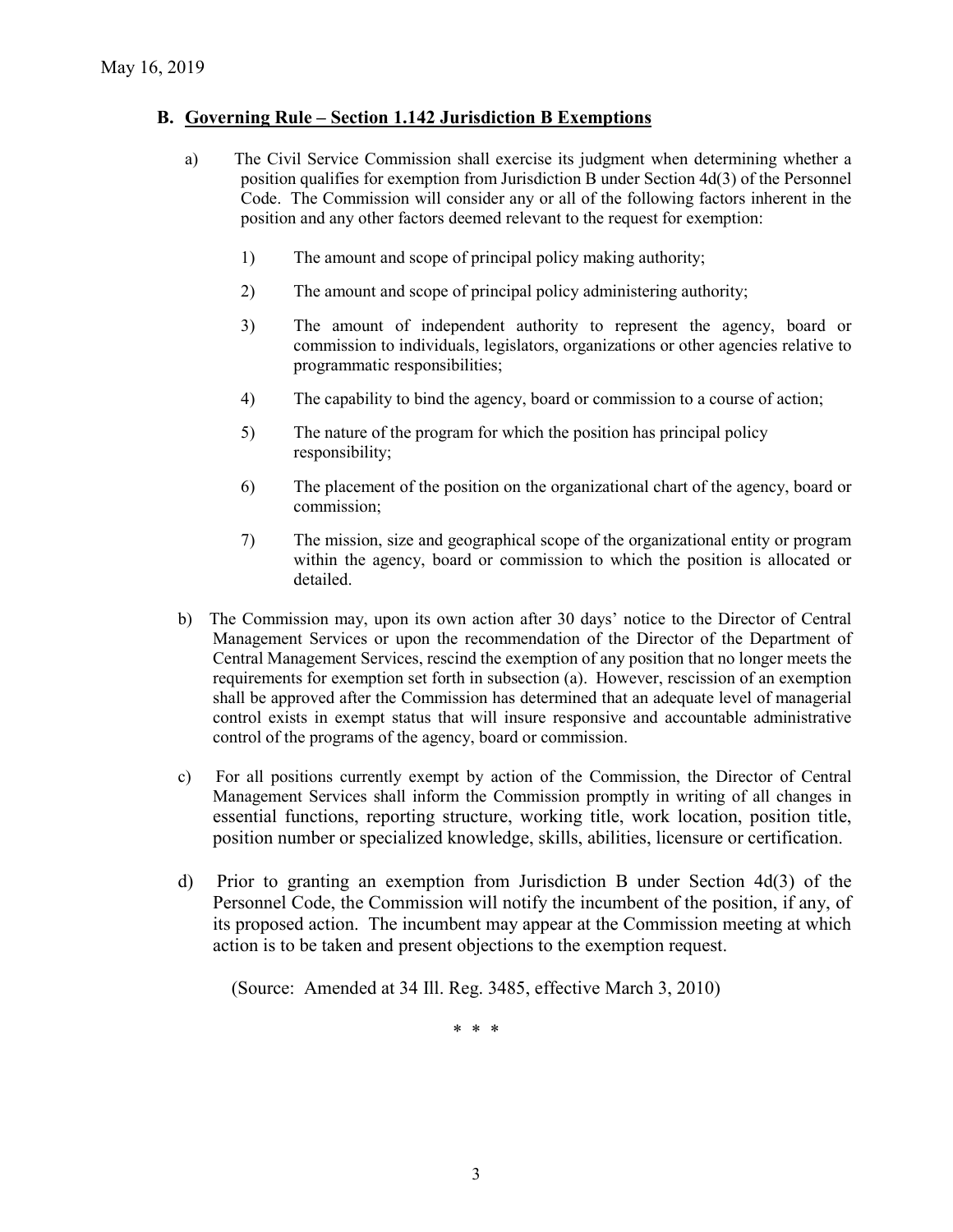May 16, 2019

## B. Governing Rule – Section 1.142 Jurisdiction B Exemptions

a) The Civil Service Commission shall exercise its judgment when determining whether a position qualifies for exemption from Jurisdiction B under Section 4d(3) of the Personnel Code. The Commission will consider any or all of the following factors inherent in the position and any other factors deemed relevant to the request for exemption:

1) The amount and scope of principal policy making authority;

2) The amount and scope of principal policy administering authority;

3) The amount of independent authority to represent the agency, board or commission to individuals, legislators, organizations or other agencies relative to programmatic responsibilities;

4) The capability to bind the agency, board or commission to a course of action;

5) The nature of the program for which the position has principal policy responsibility;

6) The placement of the position on the organizational chart of the agency, board or commission;

7) The mission, size and geographical scope of the organizational entity or program within the agency, board or commission to which the position is allocated or detailed.

b) The Commission may, upon its own action after 30 days' notice to the Director of Central Management Services or upon the recommendation of the Director of the Department of Central Management Services, rescind the exemption of any position that no longer meets the requirements for exemption set forth in subsection (a). However, rescission of an exemption shall be approved after the Commission has determined that an adequate level of managerial control exists in exempt status that will insure responsive and accountable administrative control of the programs of the agency, board or commission.

c) For all positions currently exempt by action of the Commission, the Director of Central Management Services shall inform the Commission promptly in writing of all changes in essential functions, reporting structure, working title, work location, position title, position number or specialized knowledge, skills, abilities, licensure or certification.

d) Prior to granting an exemption from Jurisdiction B under Section 4d(3) of the Personnel Code, the Commission will notify the incumbent of the position, if any, of its proposed action. The incumbent may appear at the Commission meeting at which action is to be taken and present objections to the exemption request.

(Source: Amended at 34 Ill. Reg. 3485, effective March 3, 2010)

\* \* \*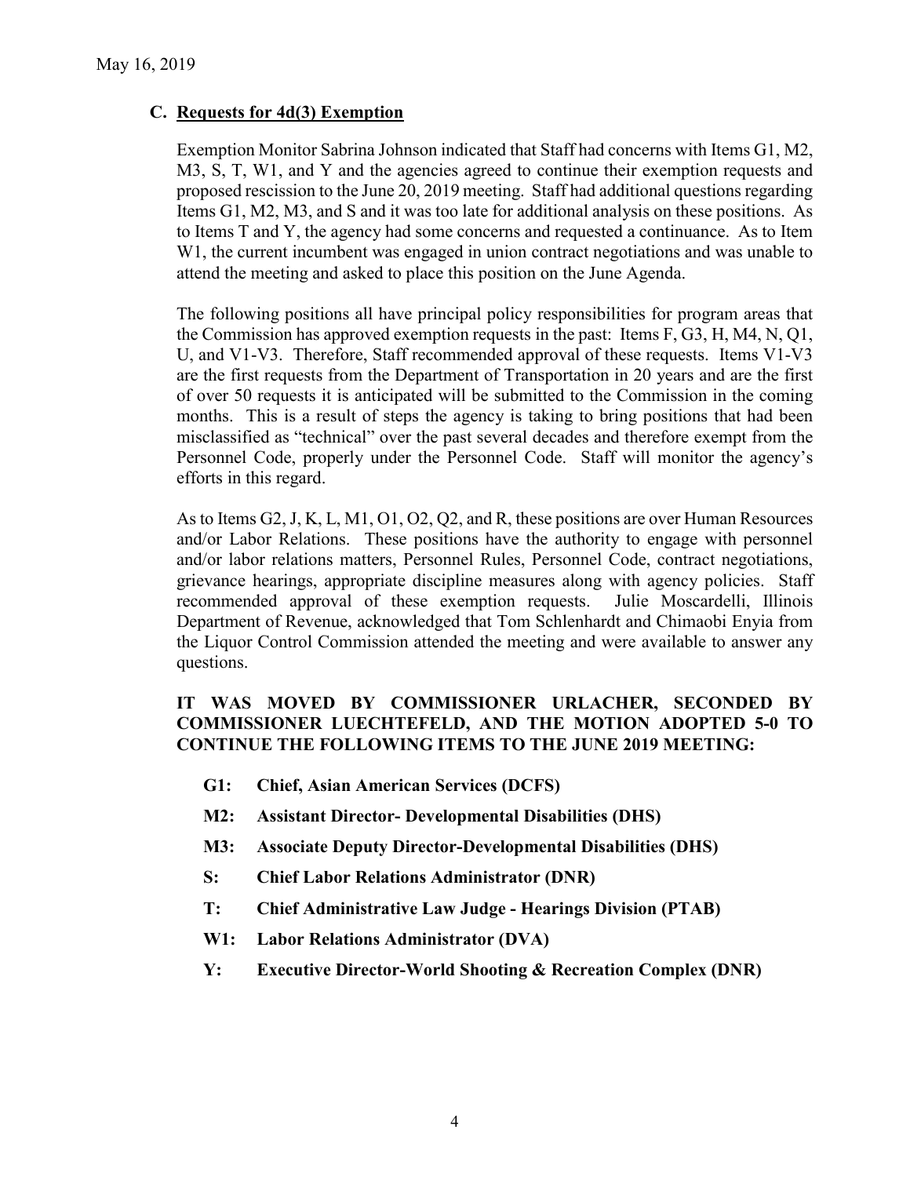May 16, 2019

### C. Requests for 4d(3) Exemption

Exemption Monitor Sabrina Johnson indicated that Staff had concerns with Items G1, M2, M3, S, T, W1, and Y and the agencies agreed to continue their exemption requests and proposed rescission to the June 20, 2019 meeting. Staff had additional questions regarding Items G1, M2, M3, and S and it was too late for additional analysis on these positions. As to Items T and Y, the agency had some concerns and requested a continuance. As to Item W1, the current incumbent was engaged in union contract negotiations and was unable to attend the meeting and asked to place this position on the June Agenda.

The following positions all have principal policy responsibilities for program areas that the Commission has approved exemption requests in the past: Items F, G3, H, M4, N, Q1, U, and V1-V3. Therefore, Staff recommended approval of these requests. Items V1-V3 are the first requests from the Department of Transportation in 20 years and are the first of over 50 requests it is anticipated will be submitted to the Commission in the coming months. This is a result of steps the agency is taking to bring positions that had been misclassified as "technical" over the past several decades and therefore exempt from the Personnel Code, properly under the Personnel Code. Staff will monitor the agency's efforts in this regard.

As to Items G2, J, K, L, M1, O1, O2, Q2, and R, these positions are over Human Resources and/or Labor Relations. These positions have the authority to engage with personnel and/or labor relations matters, Personnel Rules, Personnel Code, contract negotiations, grievance hearings, appropriate discipline measures along with agency policies. Staff recommended approval of these exemption requests. Julie Moscardelli, Illinois Department of Revenue, acknowledged that Tom Schlenhardt and Chimaobi Enyia from the Liquor Control Commission attended the meeting and were available to answer any questions.

**IT WAS MOVED BY COMMISSIONER URLACHER, SECONDED BY COMMISSIONER LUECHTEFELD, AND THE MOTION ADOPTED 5-0 TO CONTINUE THE FOLLOWING ITEMS TO THE JUNE 2019 MEETING:**

- **G1: Chief, Asian American Services (DCFS)**
- **M2: Assistant Director- Developmental Disabilities (DHS)**
- **M3: Associate Deputy Director-Developmental Disabilities (DHS)**
- **S: Chief Labor Relations Administrator (DNR)**
- **T: Chief Administrative Law Judge - Hearings Division (PTAB)**
- **W1: Labor Relations Administrator (DVA)**
- **Y: Executive Director-World Shooting & Recreation Complex (DNR)**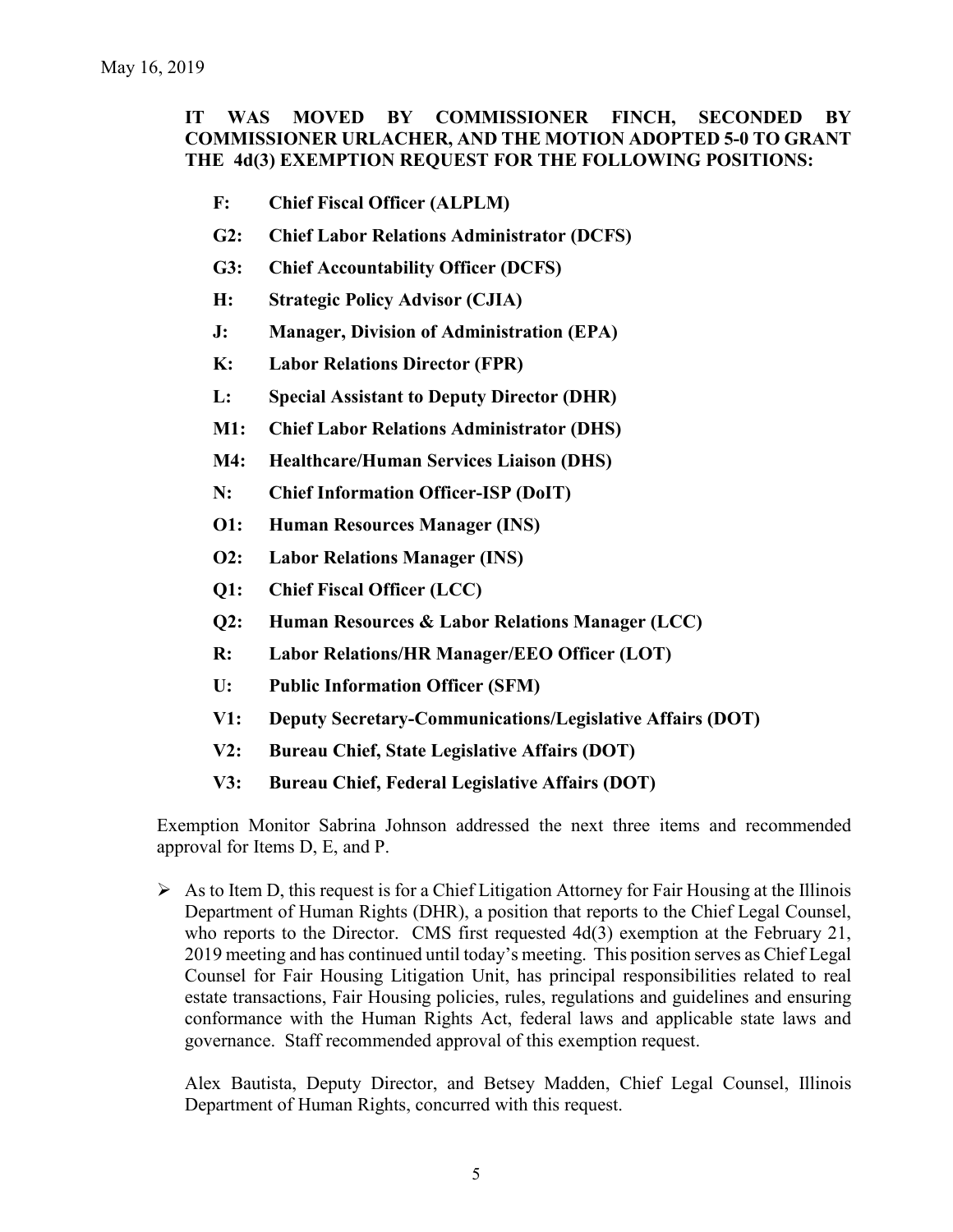May 16, 2019

**IT WAS MOVED BY COMMISSIONER FINCH, SECONDED BY COMMISSIONER URLACHER, AND THE MOTION ADOPTED 5-0 TO GRANT THE 4d(3) EXEMPTION REQUEST FOR THE FOLLOWING POSITIONS:**

- **F: Chief Fiscal Officer (ALPLM)**
- **G2: Chief Labor Relations Administrator (DCFS)**
- **G3: Chief Accountability Officer (DCFS)**
- **H: Strategic Policy Advisor (CJIA)**
- **J: Manager, Division of Administration (EPA)**
- **K: Labor Relations Director (FPR)**
- **L: Special Assistant to Deputy Director (DHR)**
- **M1: Chief Labor Relations Administrator (DHS)**
- **M4: Healthcare/Human Services Liaison (DHS)**
- **N: Chief Information Officer-ISP (DoIT)**
- **O1: Human Resources Manager (INS)**
- **O2: Labor Relations Manager (INS)**
- **Q1: Chief Fiscal Officer (LCC)**
- **Q2: Human Resources & Labor Relations Manager (LCC)**
- **R: Labor Relations/HR Manager/EEO Officer (LOT)**
- **U: Public Information Officer (SFM)**
- **V1: Deputy Secretary-Communications/Legislative Affairs (DOT)**
- **V2: Bureau Chief, State Legislative Affairs (DOT)**
- **V3: Bureau Chief, Federal Legislative Affairs (DOT)**

Exemption Monitor Sabrina Johnson addressed the next three items and recommended approval for Items D, E, and P.

- As to Item D, this request is for a Chief Litigation Attorney for Fair Housing at the Illinois Department of Human Rights (DHR), a position that reports to the Chief Legal Counsel, who reports to the Director. CMS first requested 4d(3) exemption at the February 21, 2019 meeting and has continued until today's meeting. This position serves as Chief Legal Counsel for Fair Housing Litigation Unit, has principal responsibilities related to real estate transactions, Fair Housing policies, rules, regulations and guidelines and ensuring conformance with the Human Rights Act, federal laws and applicable state laws and governance. Staff recommended approval of this exemption request.

  Alex Bautista, Deputy Director, and Betsey Madden, Chief Legal Counsel, Illinois Department of Human Rights, concurred with this request.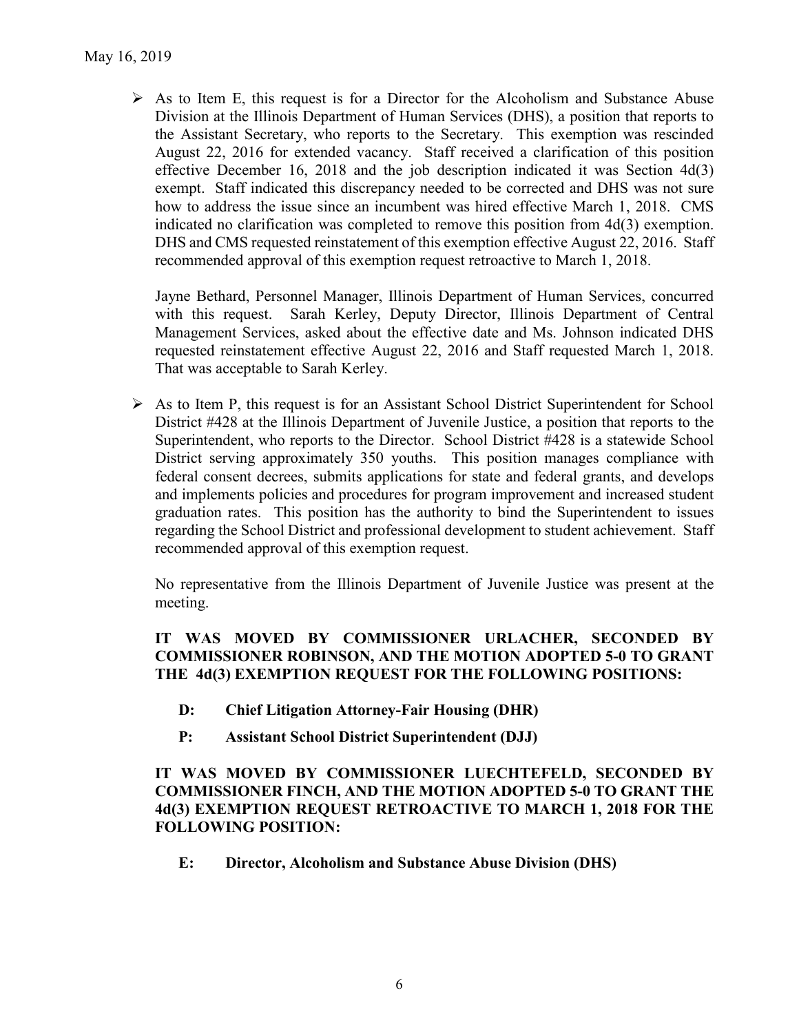- As to Item E, this request is for a Director for the Alcoholism and Substance Abuse Division at the Illinois Department of Human Services (DHS), a position that reports to the Assistant Secretary, who reports to the Secretary. This exemption was rescinded August 22, 2016 for extended vacancy. Staff received a clarification of this position effective December 16, 2018 and the job description indicated it was Section 4d(3) exempt. Staff indicated this discrepancy needed to be corrected and DHS was not sure how to address the issue since an incumbent was hired effective March 1, 2018. CMS indicated no clarification was completed to remove this position from 4d(3) exemption. DHS and CMS requested reinstatement of this exemption effective August 22, 2016. Staff recommended approval of this exemption request retroactive to March 1, 2018.

  Jayne Bethard, Personnel Manager, Illinois Department of Human Services, concurred with this request. Sarah Kerley, Deputy Director, Illinois Department of Central Management Services, asked about the effective date and Ms. Johnson indicated DHS requested reinstatement effective August 22, 2016 and Staff requested March 1, 2018. That was acceptable to Sarah Kerley.

- As to Item P, this request is for an Assistant School District Superintendent for School District #428 at the Illinois Department of Juvenile Justice, a position that reports to the Superintendent, who reports to the Director. School District #428 is a statewide School District serving approximately 350 youths. This position manages compliance with federal consent decrees, submits applications for state and federal grants, and develops and implements policies and procedures for program improvement and increased student graduation rates. This position has the authority to bind the Superintendent to issues regarding the School District and professional development to student achievement. Staff recommended approval of this exemption request.

  No representative from the Illinois Department of Juvenile Justice was present at the meeting.

  **IT WAS MOVED BY COMMISSIONER URLACHER, SECONDED BY COMMISSIONER ROBINSON, AND THE MOTION ADOPTED 5-0 TO GRANT THE 4d(3) EXEMPTION REQUEST FOR THE FOLLOWING POSITIONS:**

  **D: Chief Litigation Attorney-Fair Housing (DHR)**

  **P: Assistant School District Superintendent (DJJ)**

  **IT WAS MOVED BY COMMISSIONER LUECHTEFELD, SECONDED BY COMMISSIONER FINCH, AND THE MOTION ADOPTED 5-0 TO GRANT THE 4d(3) EXEMPTION REQUEST RETROACTIVE TO MARCH 1, 2018 FOR THE FOLLOWING POSITION:**

  **E: Director, Alcoholism and Substance Abuse Division (DHS)**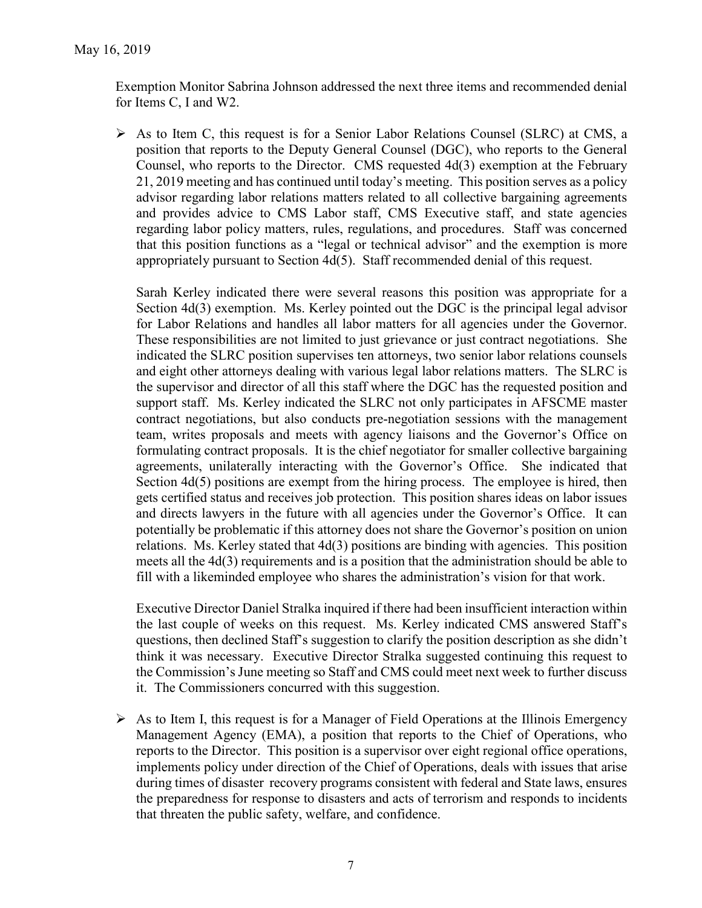May 16, 2019

Exemption Monitor Sabrina Johnson addressed the next three items and recommended denial for Items C, I and W2.

- As to Item C, this request is for a Senior Labor Relations Counsel (SLRC) at CMS, a position that reports to the Deputy General Counsel (DGC), who reports to the General Counsel, who reports to the Director. CMS requested 4d(3) exemption at the February 21, 2019 meeting and has continued until today's meeting. This position serves as a policy advisor regarding labor relations matters related to all collective bargaining agreements and provides advice to CMS Labor staff, CMS Executive staff, and state agencies regarding labor policy matters, rules, regulations, and procedures. Staff was concerned that this position functions as a "legal or technical advisor" and the exemption is more appropriately pursuant to Section 4d(5). Staff recommended denial of this request.

  Sarah Kerley indicated there were several reasons this position was appropriate for a Section 4d(3) exemption. Ms. Kerley pointed out the DGC is the principal legal advisor for Labor Relations and handles all labor matters for all agencies under the Governor. These responsibilities are not limited to just grievance or just contract negotiations. She indicated the SLRC position supervises ten attorneys, two senior labor relations counsels and eight other attorneys dealing with various legal labor relations matters. The SLRC is the supervisor and director of all this staff where the DGC has the requested position and support staff. Ms. Kerley indicated the SLRC not only participates in AFSCME master contract negotiations, but also conducts pre-negotiation sessions with the management team, writes proposals and meets with agency liaisons and the Governor's Office on formulating contract proposals. It is the chief negotiator for smaller collective bargaining agreements, unilaterally interacting with the Governor's Office. She indicated that Section 4d(5) positions are exempt from the hiring process. The employee is hired, then gets certified status and receives job protection. This position shares ideas on labor issues and directs lawyers in the future with all agencies under the Governor's Office. It can potentially be problematic if this attorney does not share the Governor's position on union relations. Ms. Kerley stated that 4d(3) positions are binding with agencies. This position meets all the 4d(3) requirements and is a position that the administration should be able to fill with a likeminded employee who shares the administration's vision for that work.

  Executive Director Daniel Stralka inquired if there had been insufficient interaction within the last couple of weeks on this request. Ms. Kerley indicated CMS answered Staff's questions, then declined Staff's suggestion to clarify the position description as she didn't think it was necessary. Executive Director Stralka suggested continuing this request to the Commission's June meeting so Staff and CMS could meet next week to further discuss it. The Commissioners concurred with this suggestion.

- As to Item I, this request is for a Manager of Field Operations at the Illinois Emergency Management Agency (EMA), a position that reports to the Chief of Operations, who reports to the Director. This position is a supervisor over eight regional office operations, implements policy under direction of the Chief of Operations, deals with issues that arise during times of disaster recovery programs consistent with federal and State laws, ensures the preparedness for response to disasters and acts of terrorism and responds to incidents that threaten the public safety, welfare, and confidence.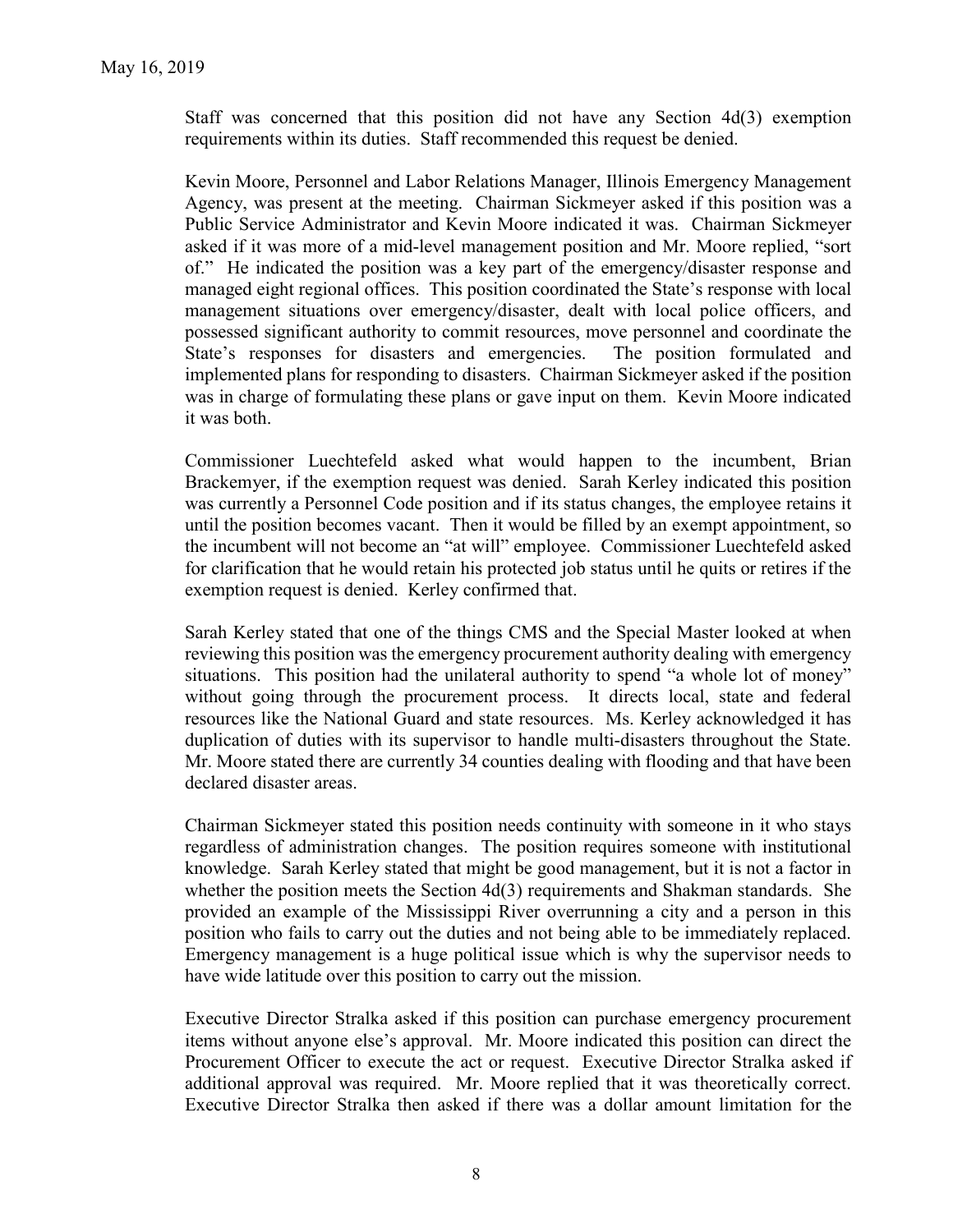Staff was concerned that this position did not have any Section 4d(3) exemption requirements within its duties. Staff recommended this request be denied.

Kevin Moore, Personnel and Labor Relations Manager, Illinois Emergency Management Agency, was present at the meeting. Chairman Sickmeyer asked if this position was a Public Service Administrator and Kevin Moore indicated it was. Chairman Sickmeyer asked if it was more of a mid-level management position and Mr. Moore replied, "sort of." He indicated the position was a key part of the emergency/disaster response and managed eight regional offices. This position coordinated the State's response with local management situations over emergency/disaster, dealt with local police officers, and possessed significant authority to commit resources, move personnel and coordinate the State's responses for disasters and emergencies. The position formulated and implemented plans for responding to disasters. Chairman Sickmeyer asked if the position was in charge of formulating these plans or gave input on them. Kevin Moore indicated it was both.

Commissioner Luechtefeld asked what would happen to the incumbent, Brian Brackemyer, if the exemption request was denied. Sarah Kerley indicated this position was currently a Personnel Code position and if its status changes, the employee retains it until the position becomes vacant. Then it would be filled by an exempt appointment, so the incumbent will not become an "at will" employee. Commissioner Luechtefeld asked for clarification that he would retain his protected job status until he quits or retires if the exemption request is denied. Kerley confirmed that.

Sarah Kerley stated that one of the things CMS and the Special Master looked at when reviewing this position was the emergency procurement authority dealing with emergency situations. This position had the unilateral authority to spend "a whole lot of money" without going through the procurement process. It directs local, state and federal resources like the National Guard and state resources. Ms. Kerley acknowledged it has duplication of duties with its supervisor to handle multi-disasters throughout the State. Mr. Moore stated there are currently 34 counties dealing with flooding and that have been declared disaster areas.

Chairman Sickmeyer stated this position needs continuity with someone in it who stays regardless of administration changes. The position requires someone with institutional knowledge. Sarah Kerley stated that might be good management, but it is not a factor in whether the position meets the Section 4d(3) requirements and Shakman standards. She provided an example of the Mississippi River overrunning a city and a person in this position who fails to carry out the duties and not being able to be immediately replaced. Emergency management is a huge political issue which is why the supervisor needs to have wide latitude over this position to carry out the mission.

Executive Director Stralka asked if this position can purchase emergency procurement items without anyone else's approval. Mr. Moore indicated this position can direct the Procurement Officer to execute the act or request. Executive Director Stralka asked if additional approval was required. Mr. Moore replied that it was theoretically correct. Executive Director Stralka then asked if there was a dollar amount limitation for the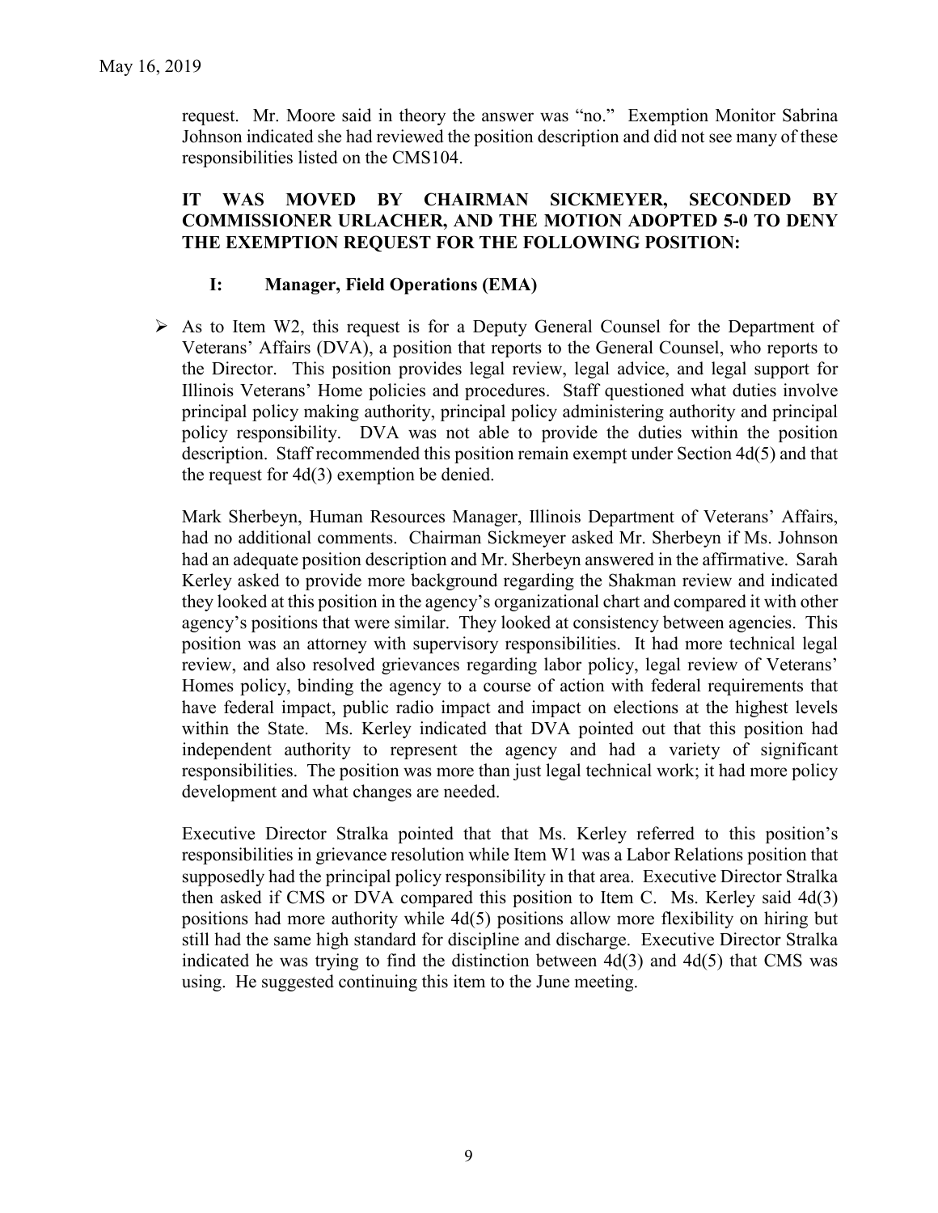request. Mr. Moore said in theory the answer was "no." Exemption Monitor Sabrina Johnson indicated she had reviewed the position description and did not see many of these responsibilities listed on the CMS104.

**IT WAS MOVED BY CHAIRMAN SICKMEYER, SECONDED BY COMMISSIONER URLACHER, AND THE MOTION ADOPTED 5-0 TO DENY THE EXEMPTION REQUEST FOR THE FOLLOWING POSITION:**

**I: Manager, Field Operations (EMA)**

- As to Item W2, this request is for a Deputy General Counsel for the Department of Veterans' Affairs (DVA), a position that reports to the General Counsel, who reports to the Director. This position provides legal review, legal advice, and legal support for Illinois Veterans' Home policies and procedures. Staff questioned what duties involve principal policy making authority, principal policy administering authority and principal policy responsibility. DVA was not able to provide the duties within the position description. Staff recommended this position remain exempt under Section 4d(5) and that the request for 4d(3) exemption be denied.

  Mark Sherbeyn, Human Resources Manager, Illinois Department of Veterans' Affairs, had no additional comments. Chairman Sickmeyer asked Mr. Sherbeyn if Ms. Johnson had an adequate position description and Mr. Sherbeyn answered in the affirmative. Sarah Kerley asked to provide more background regarding the Shakman review and indicated they looked at this position in the agency's organizational chart and compared it with other agency's positions that were similar. They looked at consistency between agencies. This position was an attorney with supervisory responsibilities. It had more technical legal review, and also resolved grievances regarding labor policy, legal review of Veterans' Homes policy, binding the agency to a course of action with federal requirements that have federal impact, public radio impact and impact on elections at the highest levels within the State. Ms. Kerley indicated that DVA pointed out that this position had independent authority to represent the agency and had a variety of significant responsibilities. The position was more than just legal technical work; it had more policy development and what changes are needed.

  Executive Director Stralka pointed that that Ms. Kerley referred to this position's responsibilities in grievance resolution while Item W1 was a Labor Relations position that supposedly had the principal policy responsibility in that area. Executive Director Stralka then asked if CMS or DVA compared this position to Item C. Ms. Kerley said 4d(3) positions had more authority while 4d(5) positions allow more flexibility on hiring but still had the same high standard for discipline and discharge. Executive Director Stralka indicated he was trying to find the distinction between 4d(3) and 4d(5) that CMS was using. He suggested continuing this item to the June meeting.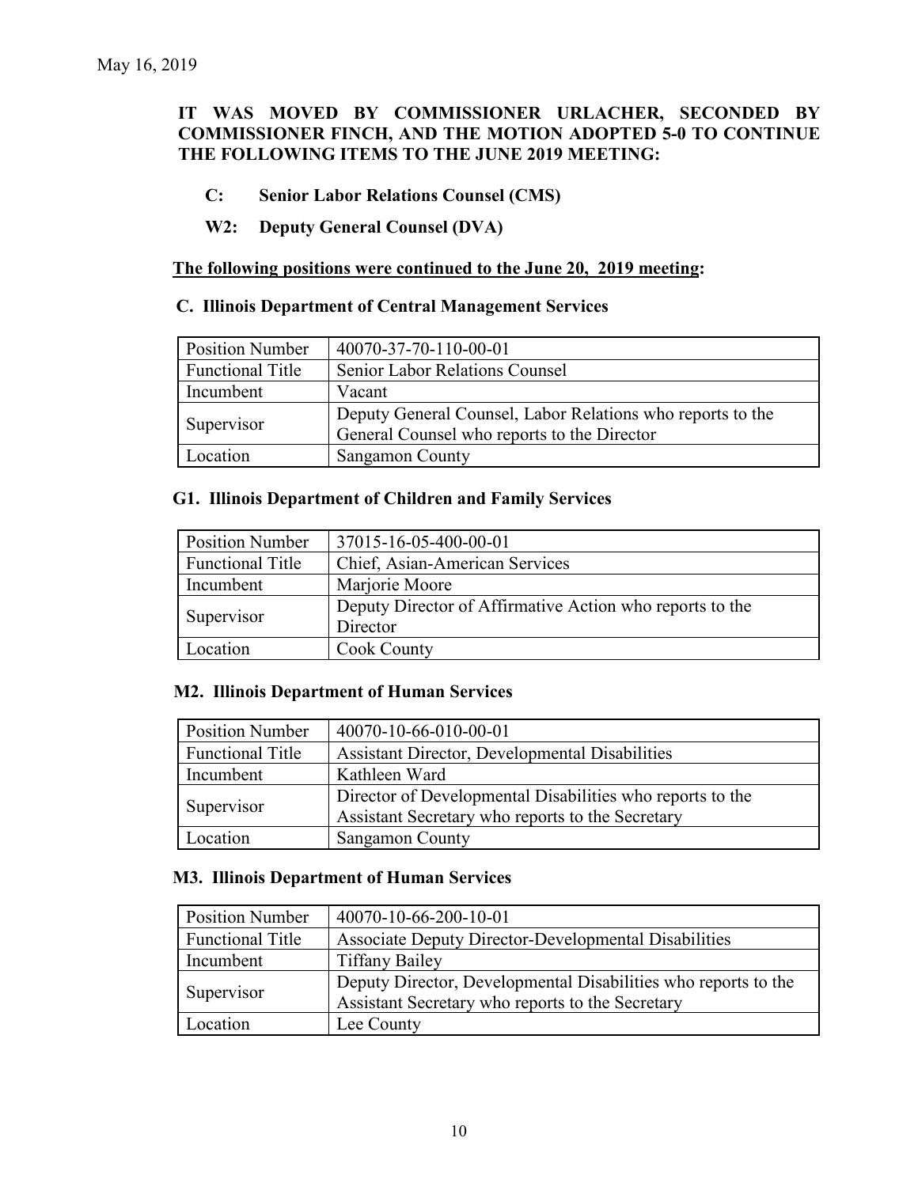May 16, 2019

**IT WAS MOVED BY COMMISSIONER URLACHER, SECONDED BY COMMISSIONER FINCH, AND THE MOTION ADOPTED 5-0 TO CONTINUE THE FOLLOWING ITEMS TO THE JUNE 2019 MEETING:**

- **C: Senior Labor Relations Counsel (CMS)**
- **W2: Deputy General Counsel (DVA)**

**<u>The following positions were continued to the June 20, 2019 meeting</u>:**

**C. Illinois Department of Central Management Services**

| Position Number | 40070-37-70-110-00-01 |
|---|---|
| Functional Title | Senior Labor Relations Counsel |
| Incumbent | Vacant |
| Supervisor | Deputy General Counsel, Labor Relations who reports to the General Counsel who reports to the Director |
| Location | Sangamon County |

**G1. Illinois Department of Children and Family Services**

| Position Number | 37015-16-05-400-00-01 |
|---|---|
| Functional Title | Chief, Asian-American Services |
| Incumbent | Marjorie Moore |
| Supervisor | Deputy Director of Affirmative Action who reports to the Director |
| Location | Cook County |

**M2. Illinois Department of Human Services**

| Position Number | 40070-10-66-010-00-01 |
|---|---|
| Functional Title | Assistant Director, Developmental Disabilities |
| Incumbent | Kathleen Ward |
| Supervisor | Director of Developmental Disabilities who reports to the Assistant Secretary who reports to the Secretary |
| Location | Sangamon County |

**M3. Illinois Department of Human Services**

| Position Number | 40070-10-66-200-10-01 |
|---|---|
| Functional Title | Associate Deputy Director-Developmental Disabilities |
| Incumbent | Tiffany Bailey |
| Supervisor | Deputy Director, Developmental Disabilities who reports to the Assistant Secretary who reports to the Secretary |
| Location | Lee County |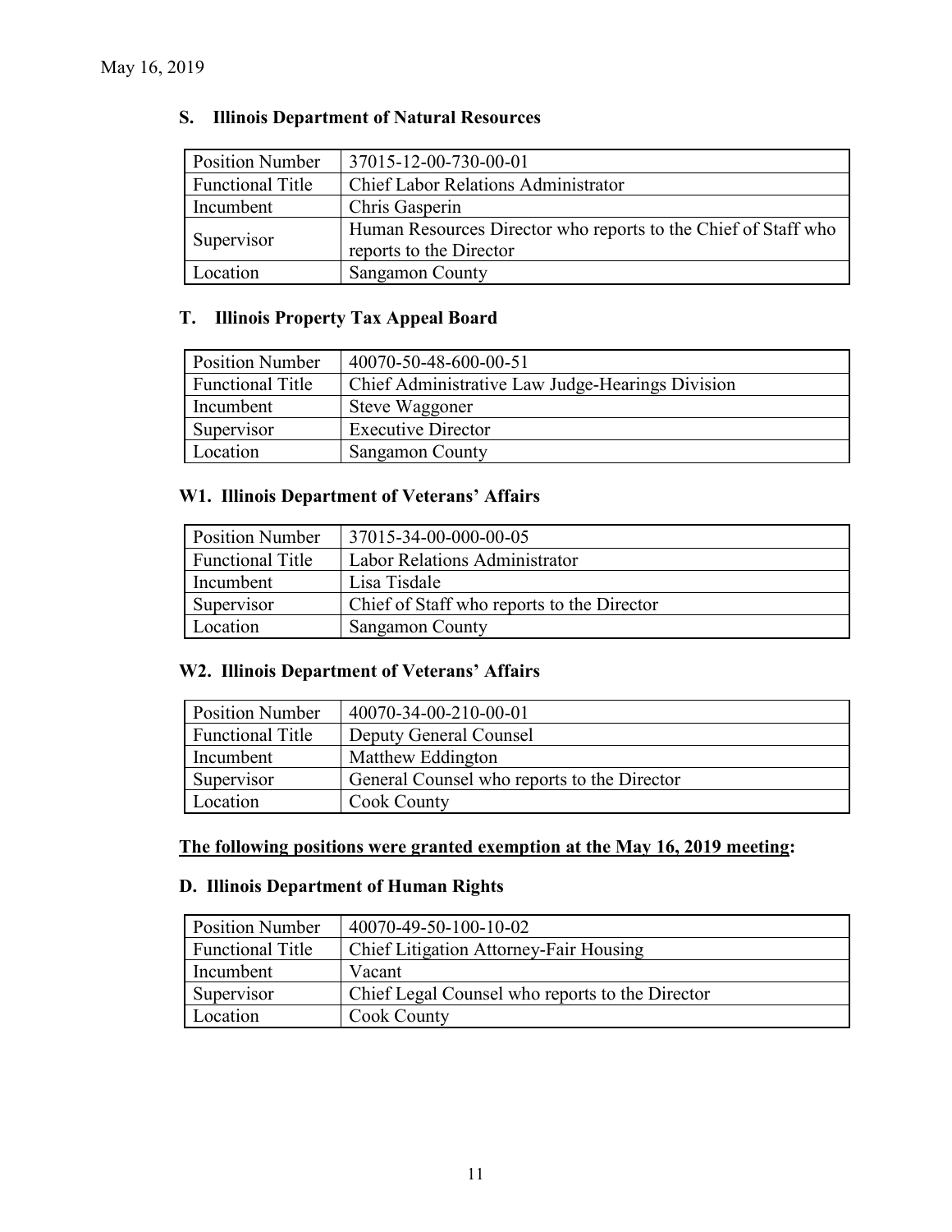May 16, 2019

### S. Illinois Department of Natural Resources

| Position Number | 37015-12-00-730-00-01 |
|---|---|
| Functional Title | Chief Labor Relations Administrator |
| Incumbent | Chris Gasperin |
| Supervisor | Human Resources Director who reports to the Chief of Staff who reports to the Director |
| Location | Sangamon County |

### T. Illinois Property Tax Appeal Board

| Position Number | 40070-50-48-600-00-51 |
|---|---|
| Functional Title | Chief Administrative Law Judge-Hearings Division |
| Incumbent | Steve Waggoner |
| Supervisor | Executive Director |
| Location | Sangamon County |

### W1. Illinois Department of Veterans' Affairs

| Position Number | 37015-34-00-000-00-05 |
|---|---|
| Functional Title | Labor Relations Administrator |
| Incumbent | Lisa Tisdale |
| Supervisor | Chief of Staff who reports to the Director |
| Location | Sangamon County |

### W2. Illinois Department of Veterans' Affairs

| Position Number | 40070-34-00-210-00-01 |
|---|---|
| Functional Title | Deputy General Counsel |
| Incumbent | Matthew Eddington |
| Supervisor | General Counsel who reports to the Director |
| Location | Cook County |

**<u>The following positions were granted exemption at the May 16, 2019 meeting</u>:**

### D. Illinois Department of Human Rights

| Position Number | 40070-49-50-100-10-02 |
|---|---|
| Functional Title | Chief Litigation Attorney-Fair Housing |
| Incumbent | Vacant |
| Supervisor | Chief Legal Counsel who reports to the Director |
| Location | Cook County |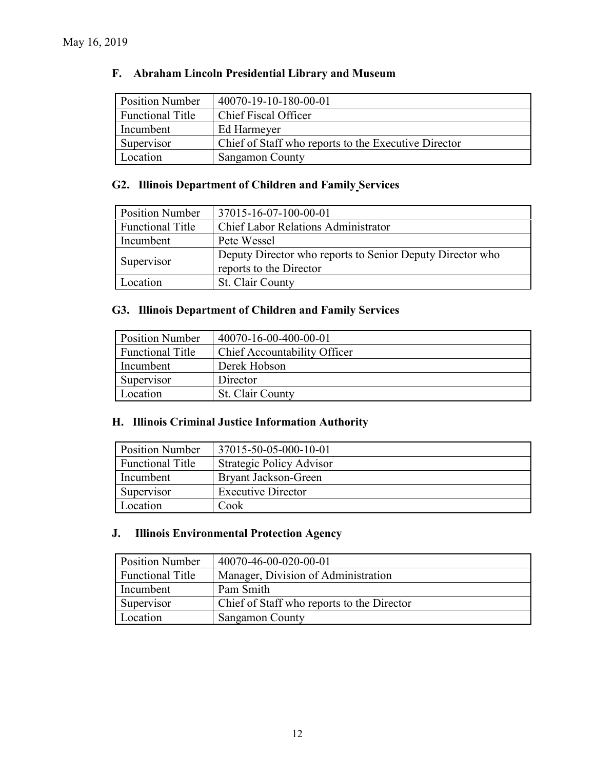May 16, 2019

### F. Abraham Lincoln Presidential Library and Museum

| Position Number | 40070-19-10-180-00-01 |
|---|---|
| Functional Title | Chief Fiscal Officer |
| Incumbent | Ed Harmeyer |
| Supervisor | Chief of Staff who reports to the Executive Director |
| Location | Sangamon County |

### G2. Illinois Department of Children and Family Services

| Position Number | 37015-16-07-100-00-01 |
|---|---|
| Functional Title | Chief Labor Relations Administrator |
| Incumbent | Pete Wessel |
| Supervisor | Deputy Director who reports to Senior Deputy Director who reports to the Director |
| Location | St. Clair County |

### G3. Illinois Department of Children and Family Services

| Position Number | 40070-16-00-400-00-01 |
|---|---|
| Functional Title | Chief Accountability Officer |
| Incumbent | Derek Hobson |
| Supervisor | Director |
| Location | St. Clair County |

### H. Illinois Criminal Justice Information Authority

| Position Number | 37015-50-05-000-10-01 |
|---|---|
| Functional Title | Strategic Policy Advisor |
| Incumbent | Bryant Jackson-Green |
| Supervisor | Executive Director |
| Location | Cook |

### J. Illinois Environmental Protection Agency

| Position Number | 40070-46-00-020-00-01 |
|---|---|
| Functional Title | Manager, Division of Administration |
| Incumbent | Pam Smith |
| Supervisor | Chief of Staff who reports to the Director |
| Location | Sangamon County |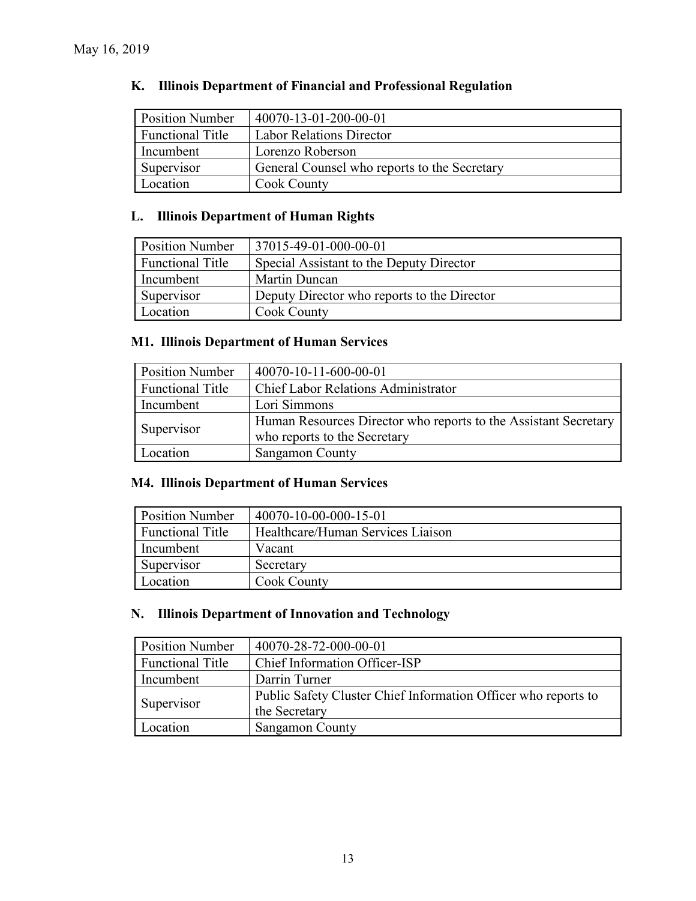May 16, 2019

### K. Illinois Department of Financial and Professional Regulation

| Position Number | 40070-13-01-200-00-01 |
|---|---|
| Functional Title | Labor Relations Director |
| Incumbent | Lorenzo Roberson |
| Supervisor | General Counsel who reports to the Secretary |
| Location | Cook County |

### L. Illinois Department of Human Rights

| Position Number | 37015-49-01-000-00-01 |
|---|---|
| Functional Title | Special Assistant to the Deputy Director |
| Incumbent | Martin Duncan |
| Supervisor | Deputy Director who reports to the Director |
| Location | Cook County |

### M1. Illinois Department of Human Services

| Position Number | 40070-10-11-600-00-01 |
|---|---|
| Functional Title | Chief Labor Relations Administrator |
| Incumbent | Lori Simmons |
| Supervisor | Human Resources Director who reports to the Assistant Secretary who reports to the Secretary |
| Location | Sangamon County |

### M4. Illinois Department of Human Services

| Position Number | 40070-10-00-000-15-01 |
|---|---|
| Functional Title | Healthcare/Human Services Liaison |
| Incumbent | Vacant |
| Supervisor | Secretary |
| Location | Cook County |

### N. Illinois Department of Innovation and Technology

| Position Number | 40070-28-72-000-00-01 |
|---|---|
| Functional Title | Chief Information Officer-ISP |
| Incumbent | Darrin Turner |
| Supervisor | Public Safety Cluster Chief Information Officer who reports to the Secretary |
| Location | Sangamon County |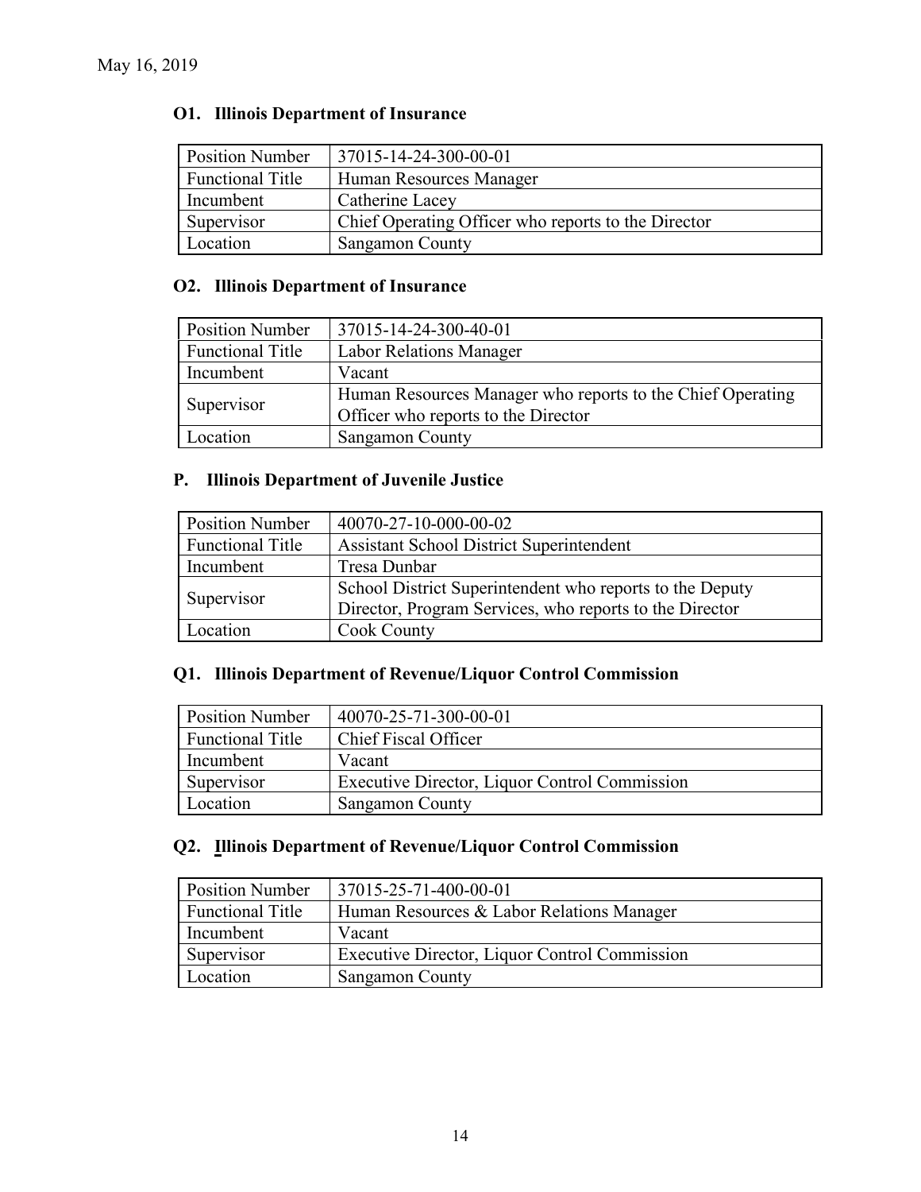May 16, 2019

### O1. Illinois Department of Insurance

| | |
|---|---|
| Position Number | 37015-14-24-300-00-01 |
| Functional Title | Human Resources Manager |
| Incumbent | Catherine Lacey |
| Supervisor | Chief Operating Officer who reports to the Director |
| Location | Sangamon County |

### O2. Illinois Department of Insurance

| | |
|---|---|
| Position Number | 37015-14-24-300-40-01 |
| Functional Title | Labor Relations Manager |
| Incumbent | Vacant |
| Supervisor | Human Resources Manager who reports to the Chief Operating Officer who reports to the Director |
| Location | Sangamon County |

### P. Illinois Department of Juvenile Justice

| | |
|---|---|
| Position Number | 40070-27-10-000-00-02 |
| Functional Title | Assistant School District Superintendent |
| Incumbent | Tresa Dunbar |
| Supervisor | School District Superintendent who reports to the Deputy Director, Program Services, who reports to the Director |
| Location | Cook County |

### Q1. Illinois Department of Revenue/Liquor Control Commission

| | |
|---|---|
| Position Number | 40070-25-71-300-00-01 |
| Functional Title | Chief Fiscal Officer |
| Incumbent | Vacant |
| Supervisor | Executive Director, Liquor Control Commission |
| Location | Sangamon County |

### Q2. Illinois Department of Revenue/Liquor Control Commission

| | |
|---|---|
| Position Number | 37015-25-71-400-00-01 |
| Functional Title | Human Resources & Labor Relations Manager |
| Incumbent | Vacant |
| Supervisor | Executive Director, Liquor Control Commission |
| Location | Sangamon County |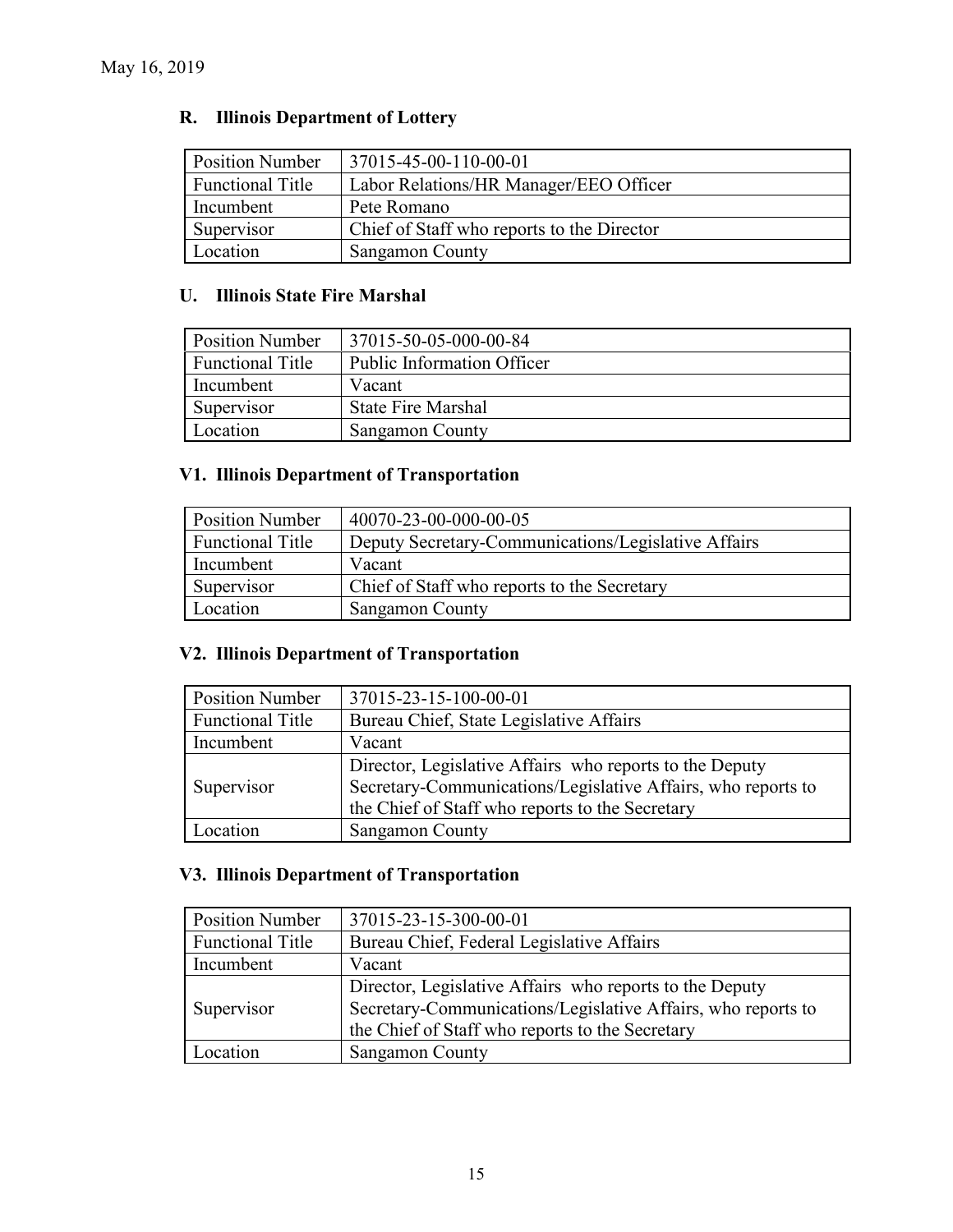## R. Illinois Department of Lottery

| Position Number | 37015-45-00-110-00-01 |
|---|---|
| Functional Title | Labor Relations/HR Manager/EEO Officer |
| Incumbent | Pete Romano |
| Supervisor | Chief of Staff who reports to the Director |
| Location | Sangamon County |

## U. Illinois State Fire Marshal

| Position Number | 37015-50-05-000-00-84 |
|---|---|
| Functional Title | Public Information Officer |
| Incumbent | Vacant |
| Supervisor | State Fire Marshal |
| Location | Sangamon County |

## V1. Illinois Department of Transportation

| Position Number | 40070-23-00-000-00-05 |
|---|---|
| Functional Title | Deputy Secretary-Communications/Legislative Affairs |
| Incumbent | Vacant |
| Supervisor | Chief of Staff who reports to the Secretary |
| Location | Sangamon County |

## V2. Illinois Department of Transportation

| Position Number | 37015-23-15-100-00-01 |
|---|---|
| Functional Title | Bureau Chief, State Legislative Affairs |
| Incumbent | Vacant |
| Supervisor | Director, Legislative Affairs who reports to the Deputy Secretary-Communications/Legislative Affairs, who reports to the Chief of Staff who reports to the Secretary |
| Location | Sangamon County |

## V3. Illinois Department of Transportation

| Position Number | 37015-23-15-300-00-01 |
|---|---|
| Functional Title | Bureau Chief, Federal Legislative Affairs |
| Incumbent | Vacant |
| Supervisor | Director, Legislative Affairs who reports to the Deputy Secretary-Communications/Legislative Affairs, who reports to the Chief of Staff who reports to the Secretary |
| Location | Sangamon County |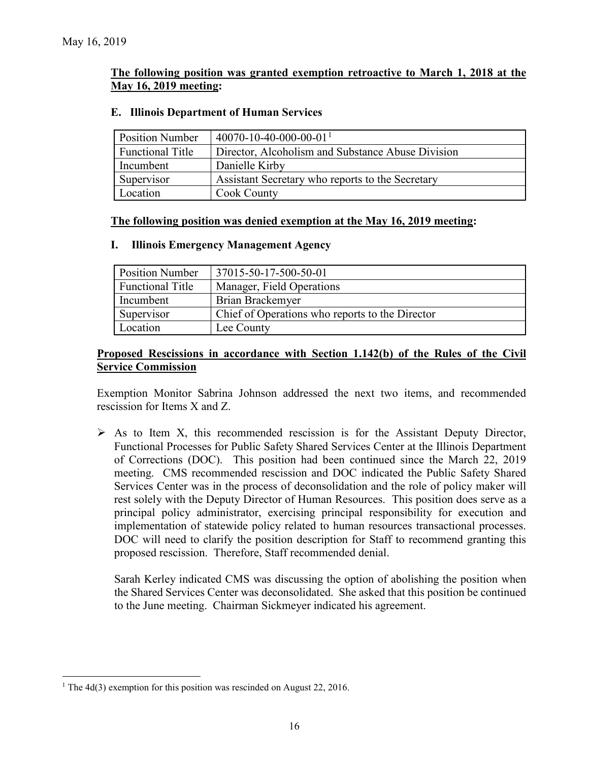May 16, 2019

**The following position was granted exemption retroactive to March 1, 2018 at the May 16, 2019 meeting:**

**E. Illinois Department of Human Services**

| Position Number | 40070-10-40-000-00-01[1] |
|---|---|
| Functional Title | Director, Alcoholism and Substance Abuse Division |
| Incumbent | Danielle Kirby |
| Supervisor | Assistant Secretary who reports to the Secretary |
| Location | Cook County |

**The following position was denied exemption at the May 16, 2019 meeting:**

**I. Illinois Emergency Management Agency**

| Position Number | 37015-50-17-500-50-01 |
|---|---|
| Functional Title | Manager, Field Operations |
| Incumbent | Brian Brackemyer |
| Supervisor | Chief of Operations who reports to the Director |
| Location | Lee County |

**Proposed Rescissions in accordance with Section 1.142(b) of the Rules of the Civil Service Commission**

Exemption Monitor Sabrina Johnson addressed the next two items, and recommended rescission for Items X and Z.

- As to Item X, this recommended rescission is for the Assistant Deputy Director, Functional Processes for Public Safety Shared Services Center at the Illinois Department of Corrections (DOC). This position had been continued since the March 22, 2019 meeting. CMS recommended rescission and DOC indicated the Public Safety Shared Services Center was in the process of deconsolidation and the role of policy maker will rest solely with the Deputy Director of Human Resources. This position does serve as a principal policy administrator, exercising principal responsibility for execution and implementation of statewide policy related to human resources transactional processes. DOC will need to clarify the position description for Staff to recommend granting this proposed rescission. Therefore, Staff recommended denial.

  Sarah Kerley indicated CMS was discussing the option of abolishing the position when the Shared Services Center was deconsolidated. She asked that this position be continued to the June meeting. Chairman Sickmeyer indicated his agreement.

[1] The 4d(3) exemption for this position was rescinded on August 22, 2016.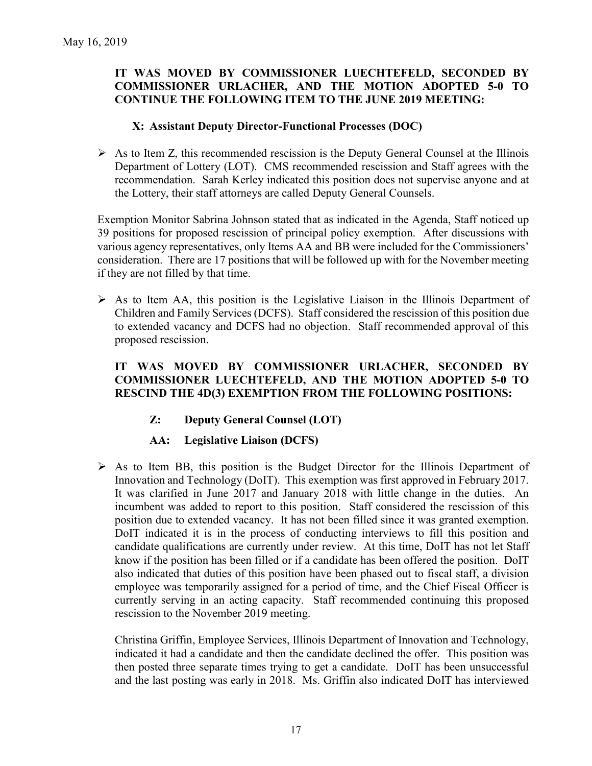**IT WAS MOVED BY COMMISSIONER LUECHTEFELD, SECONDED BY COMMISSIONER URLACHER, AND THE MOTION ADOPTED 5-0 TO CONTINUE THE FOLLOWING ITEM TO THE JUNE 2019 MEETING:**

**X: Assistant Deputy Director-Functional Processes (DOC)**

- As to Item Z, this recommended rescission is the Deputy General Counsel at the Illinois Department of Lottery (LOT). CMS recommended rescission and Staff agrees with the recommendation. Sarah Kerley indicated this position does not supervise anyone and at the Lottery, their staff attorneys are called Deputy General Counsels.

Exemption Monitor Sabrina Johnson stated that as indicated in the Agenda, Staff noticed up 39 positions for proposed rescission of principal policy exemption. After discussions with various agency representatives, only Items AA and BB were included for the Commissioners' consideration. There are 17 positions that will be followed up with for the November meeting if they are not filled by that time.

- As to Item AA, this position is the Legislative Liaison in the Illinois Department of Children and Family Services (DCFS). Staff considered the rescission of this position due to extended vacancy and DCFS had no objection. Staff recommended approval of this proposed rescission.

**IT WAS MOVED BY COMMISSIONER URLACHER, SECONDED BY COMMISSIONER LUECHTEFELD, AND THE MOTION ADOPTED 5-0 TO RESCIND THE 4D(3) EXEMPTION FROM THE FOLLOWING POSITIONS:**

**Z: Deputy General Counsel (LOT)**

**AA: Legislative Liaison (DCFS)**

- As to Item BB, this position is the Budget Director for the Illinois Department of Innovation and Technology (DoIT). This exemption was first approved in February 2017. It was clarified in June 2017 and January 2018 with little change in the duties. An incumbent was added to report to this position. Staff considered the rescission of this position due to extended vacancy. It has not been filled since it was granted exemption. DoIT indicated it is in the process of conducting interviews to fill this position and candidate qualifications are currently under review. At this time, DoIT has not let Staff know if the position has been filled or if a candidate has been offered the position. DoIT also indicated that duties of this position have been phased out to fiscal staff, a division employee was temporarily assigned for a period of time, and the Chief Fiscal Officer is currently serving in an acting capacity. Staff recommended continuing this proposed rescission to the November 2019 meeting.

  Christina Griffin, Employee Services, Illinois Department of Innovation and Technology, indicated it had a candidate and then the candidate declined the offer. This position was then posted three separate times trying to get a candidate. DoIT has been unsuccessful and the last posting was early in 2018. Ms. Griffin also indicated DoIT has interviewed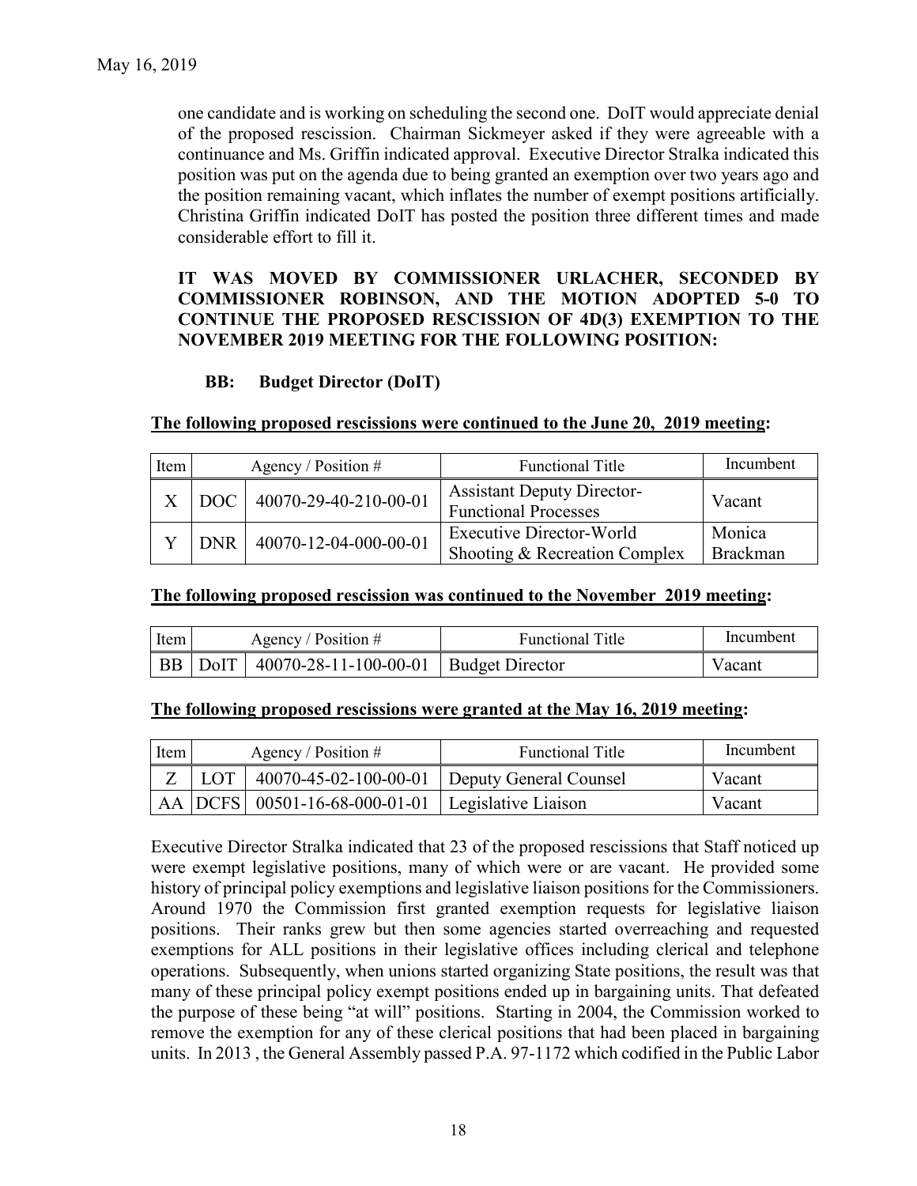one candidate and is working on scheduling the second one. DoIT would appreciate denial of the proposed rescission. Chairman Sickmeyer asked if they were agreeable with a continuance and Ms. Griffin indicated approval. Executive Director Stralka indicated this position was put on the agenda due to being granted an exemption over two years ago and the position remaining vacant, which inflates the number of exempt positions artificially. Christina Griffin indicated DoIT has posted the position three different times and made considerable effort to fill it.

**IT WAS MOVED BY COMMISSIONER URLACHER, SECONDED BY COMMISSIONER ROBINSON, AND THE MOTION ADOPTED 5-0 TO CONTINUE THE PROPOSED RESCISSION OF 4D(3) EXEMPTION TO THE NOVEMBER 2019 MEETING FOR THE FOLLOWING POSITION:**

**BB: Budget Director (DoIT)**

**The following proposed rescissions were continued to the June 20, 2019 meeting:**

| Item | Agency / Position # | | Functional Title | Incumbent |
|---|---|---|---|---|
| X | DOC | 40070-29-40-210-00-01 | Assistant Deputy Director-Functional Processes | Vacant |
| Y | DNR | 40070-12-04-000-00-01 | Executive Director-World Shooting & Recreation Complex | Monica Brackman |

**The following proposed rescission was continued to the November 2019 meeting:**

| Item | Agency / Position # | | Functional Title | Incumbent |
|---|---|---|---|---|
| BB | DoIT | 40070-28-11-100-00-01 | Budget Director | Vacant |

**The following proposed rescissions were granted at the May 16, 2019 meeting:**

| Item | Agency / Position # | | Functional Title | Incumbent |
|---|---|---|---|---|
| Z | LOT | 40070-45-02-100-00-01 | Deputy General Counsel | Vacant |
| AA | DCFS | 00501-16-68-000-01-01 | Legislative Liaison | Vacant |

Executive Director Stralka indicated that 23 of the proposed rescissions that Staff noticed up were exempt legislative positions, many of which were or are vacant. He provided some history of principal policy exemptions and legislative liaison positions for the Commissioners. Around 1970 the Commission first granted exemption requests for legislative liaison positions. Their ranks grew but then some agencies started overreaching and requested exemptions for ALL positions in their legislative offices including clerical and telephone operations. Subsequently, when unions started organizing State positions, the result was that many of these principal policy exempt positions ended up in bargaining units. That defeated the purpose of these being "at will" positions. Starting in 2004, the Commission worked to remove the exemption for any of these clerical positions that had been placed in bargaining units. In 2013 , the General Assembly passed P.A. 97-1172 which codified in the Public Labor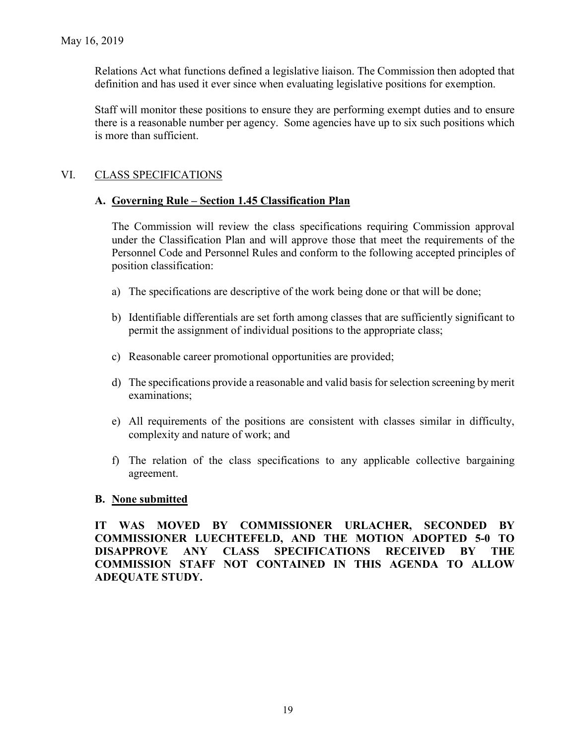Relations Act what functions defined a legislative liaison. The Commission then adopted that definition and has used it ever since when evaluating legislative positions for exemption.

Staff will monitor these positions to ensure they are performing exempt duties and to ensure there is a reasonable number per agency. Some agencies have up to six such positions which is more than sufficient.

## VI. CLASS SPECIFICATIONS

### A. Governing Rule – Section 1.45 Classification Plan

The Commission will review the class specifications requiring Commission approval under the Classification Plan and will approve those that meet the requirements of the Personnel Code and Personnel Rules and conform to the following accepted principles of position classification:

a) The specifications are descriptive of the work being done or that will be done;

b) Identifiable differentials are set forth among classes that are sufficiently significant to permit the assignment of individual positions to the appropriate class;

c) Reasonable career promotional opportunities are provided;

d) The specifications provide a reasonable and valid basis for selection screening by merit examinations;

e) All requirements of the positions are consistent with classes similar in difficulty, complexity and nature of work; and

f) The relation of the class specifications to any applicable collective bargaining agreement.

### B. None submitted

**IT WAS MOVED BY COMMISSIONER URLACHER, SECONDED BY COMMISSIONER LUECHTEFELD, AND THE MOTION ADOPTED 5-0 TO DISAPPROVE ANY CLASS SPECIFICATIONS RECEIVED BY THE COMMISSION STAFF NOT CONTAINED IN THIS AGENDA TO ALLOW ADEQUATE STUDY.**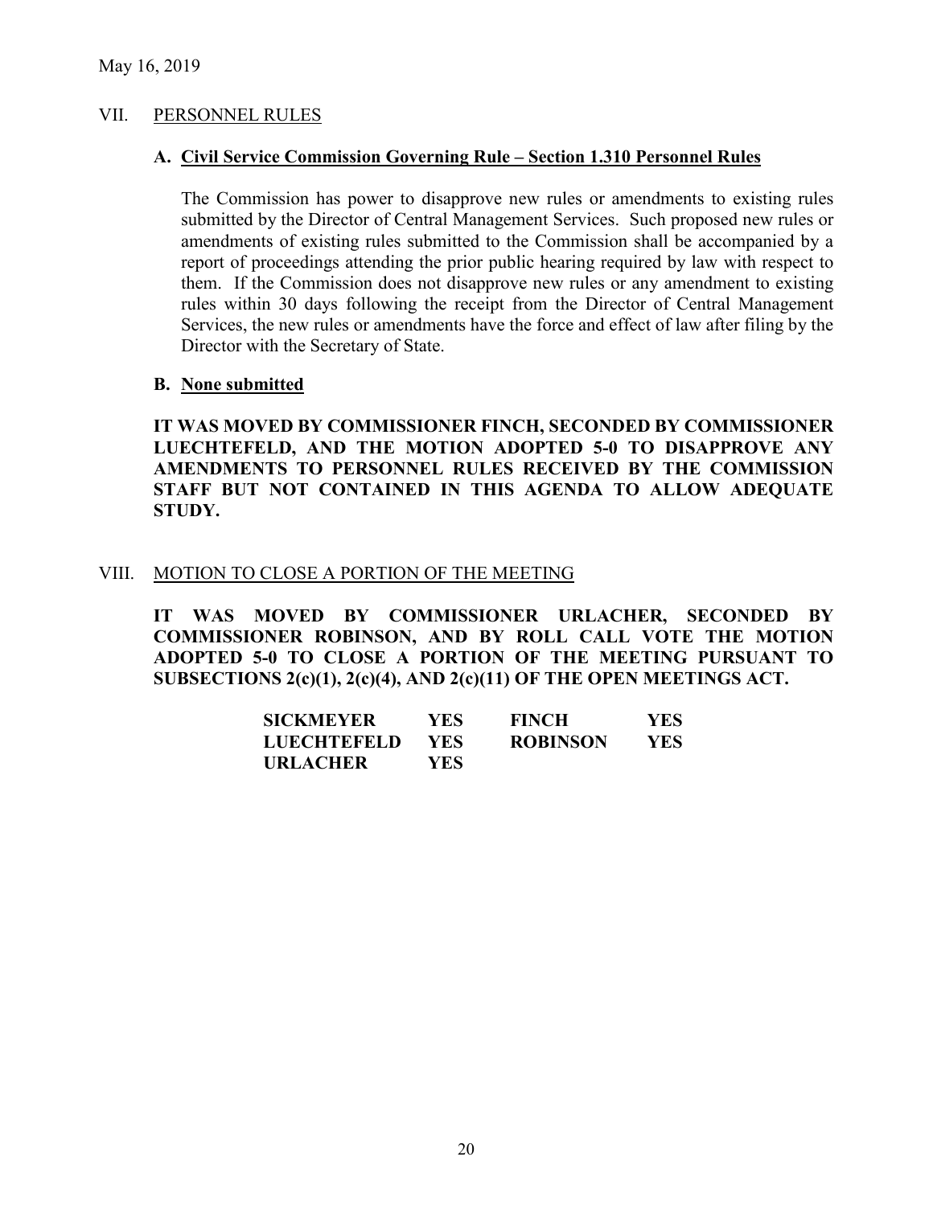May 16, 2019

## VII. PERSONNEL RULES

### A. Civil Service Commission Governing Rule – Section 1.310 Personnel Rules

The Commission has power to disapprove new rules or amendments to existing rules submitted by the Director of Central Management Services. Such proposed new rules or amendments of existing rules submitted to the Commission shall be accompanied by a report of proceedings attending the prior public hearing required by law with respect to them. If the Commission does not disapprove new rules or any amendment to existing rules within 30 days following the receipt from the Director of Central Management Services, the new rules or amendments have the force and effect of law after filing by the Director with the Secretary of State.

### B. None submitted

**IT WAS MOVED BY COMMISSIONER FINCH, SECONDED BY COMMISSIONER LUECHTEFELD, AND THE MOTION ADOPTED 5-0 TO DISAPPROVE ANY AMENDMENTS TO PERSONNEL RULES RECEIVED BY THE COMMISSION STAFF BUT NOT CONTAINED IN THIS AGENDA TO ALLOW ADEQUATE STUDY.**

## VIII. MOTION TO CLOSE A PORTION OF THE MEETING

**IT WAS MOVED BY COMMISSIONER URLACHER, SECONDED BY COMMISSIONER ROBINSON, AND BY ROLL CALL VOTE THE MOTION ADOPTED 5-0 TO CLOSE A PORTION OF THE MEETING PURSUANT TO SUBSECTIONS 2(c)(1), 2(c)(4), AND 2(c)(11) OF THE OPEN MEETINGS ACT.**

| | | | |
|---|---|---|---|
| **SICKMEYER** | **YES** | **FINCH** | **YES** |
| **LUECHTEFELD** | **YES** | **ROBINSON** | **YES** |
| **URLACHER** | **YES** | | |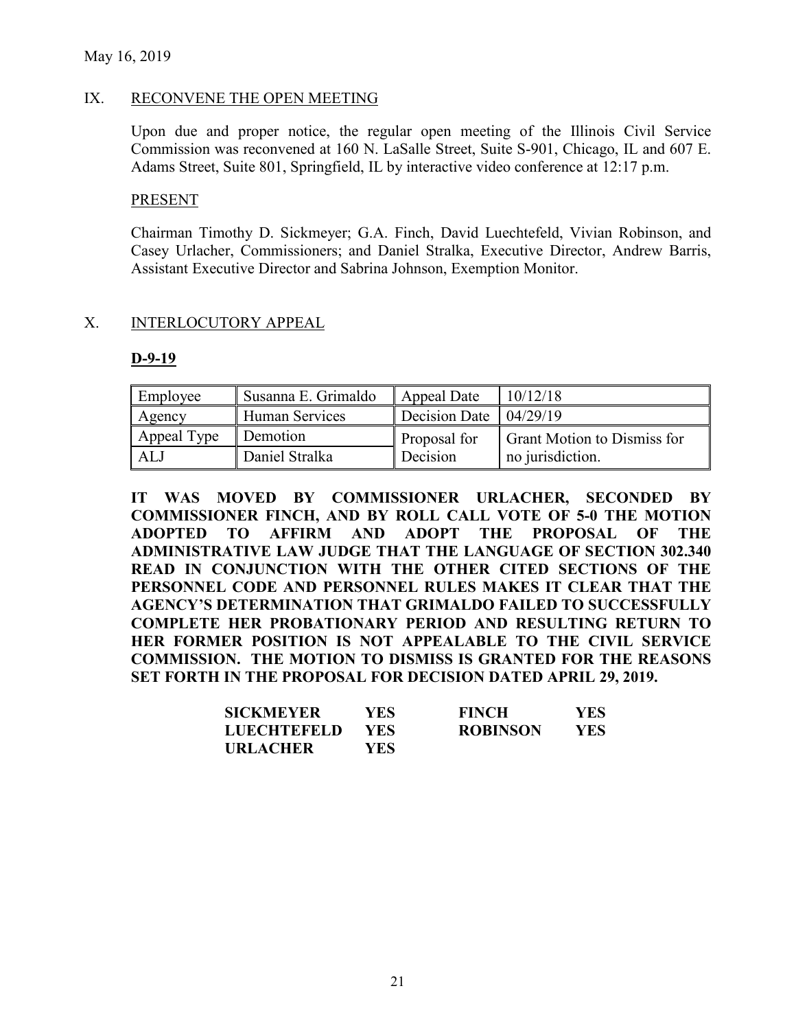May 16, 2019

## IX. RECONVENE THE OPEN MEETING

Upon due and proper notice, the regular open meeting of the Illinois Civil Service Commission was reconvened at 160 N. LaSalle Street, Suite S-901, Chicago, IL and 607 E. Adams Street, Suite 801, Springfield, IL by interactive video conference at 12:17 p.m.

### PRESENT

Chairman Timothy D. Sickmeyer; G.A. Finch, David Luechtefeld, Vivian Robinson, and Casey Urlacher, Commissioners; and Daniel Stralka, Executive Director, Andrew Barris, Assistant Executive Director and Sabrina Johnson, Exemption Monitor.

## X. INTERLOCUTORY APPEAL

### D-9-19

| Employee | Susanna E. Grimaldo | Appeal Date | 10/12/18 |
|---|---|---|---|
| Agency | Human Services | Decision Date | 04/29/19 |
| Appeal Type | Demotion | Proposal for Decision | Grant Motion to Dismiss for no jurisdiction. |
| ALJ | Daniel Stralka | | |

**IT WAS MOVED BY COMMISSIONER URLACHER, SECONDED BY COMMISSIONER FINCH, AND BY ROLL CALL VOTE OF 5-0 THE MOTION ADOPTED TO AFFIRM AND ADOPT THE PROPOSAL OF THE ADMINISTRATIVE LAW JUDGE THAT THE LANGUAGE OF SECTION 302.340 READ IN CONJUNCTION WITH THE OTHER CITED SECTIONS OF THE PERSONNEL CODE AND PERSONNEL RULES MAKES IT CLEAR THAT THE AGENCY'S DETERMINATION THAT GRIMALDO FAILED TO SUCCESSFULLY COMPLETE HER PROBATIONARY PERIOD AND RESULTING RETURN TO HER FORMER POSITION IS NOT APPEALABLE TO THE CIVIL SERVICE COMMISSION. THE MOTION TO DISMISS IS GRANTED FOR THE REASONS SET FORTH IN THE PROPOSAL FOR DECISION DATED APRIL 29, 2019.**

| | | | |
|---|---|---|---|
| **SICKMEYER** | **YES** | **FINCH** | **YES** |
| **LUECHTEFELD** | **YES** | **ROBINSON** | **YES** |
| **URLACHER** | **YES** | | |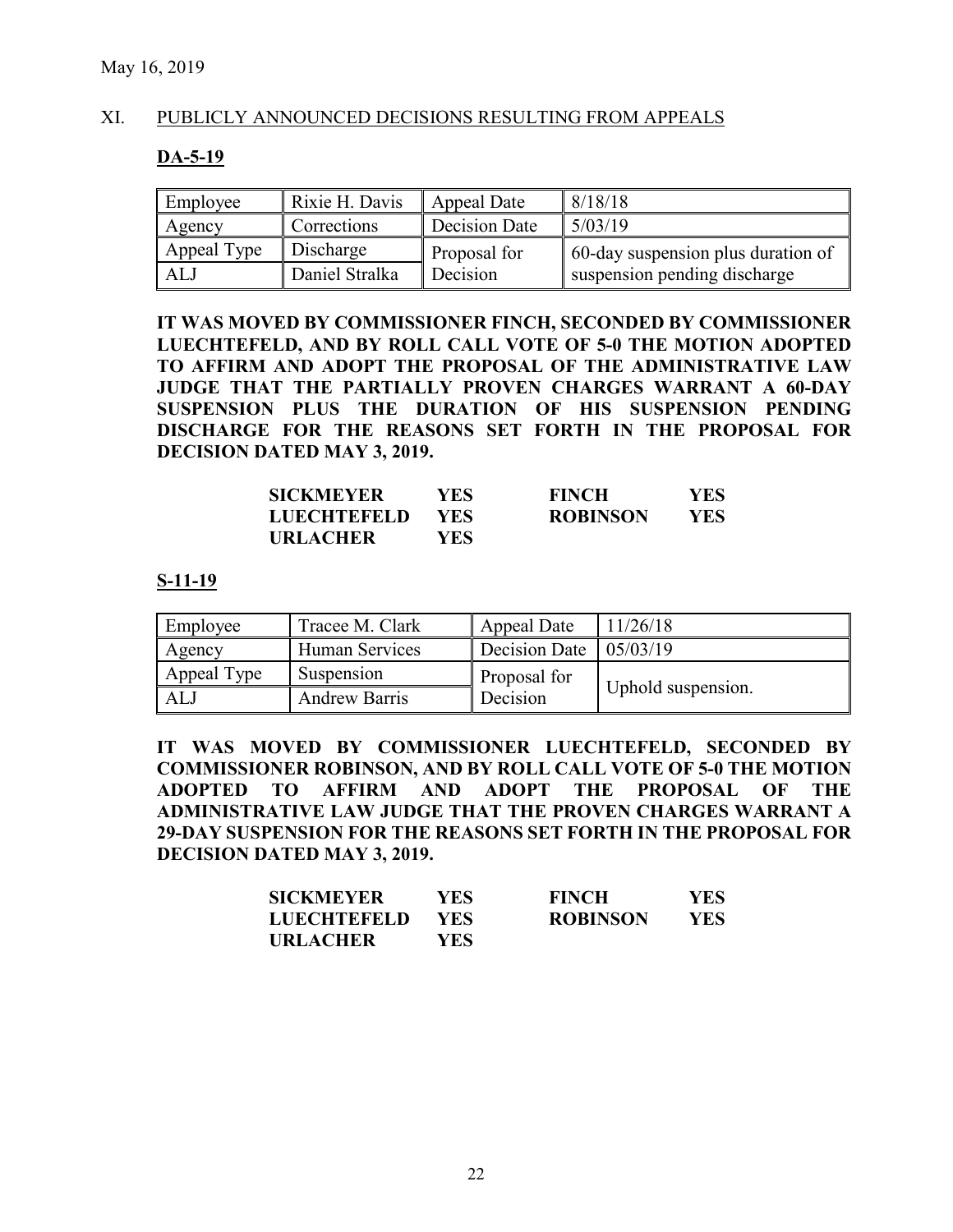May 16, 2019

## XI. PUBLICLY ANNOUNCED DECISIONS RESULTING FROM APPEALS

### DA-5-19

| Employee | Rixie H. Davis | Appeal Date | 8/18/18 |
|---|---|---|---|
| Agency | Corrections | Decision Date | 5/03/19 |
| Appeal Type | Discharge | Proposal for Decision | 60-day suspension plus duration of suspension pending discharge |
| ALJ | Daniel Stralka | | |

**IT WAS MOVED BY COMMISSIONER FINCH, SECONDED BY COMMISSIONER LUECHTEFELD, AND BY ROLL CALL VOTE OF 5-0 THE MOTION ADOPTED TO AFFIRM AND ADOPT THE PROPOSAL OF THE ADMINISTRATIVE LAW JUDGE THAT THE PARTIALLY PROVEN CHARGES WARRANT A 60-DAY SUSPENSION PLUS THE DURATION OF HIS SUSPENSION PENDING DISCHARGE FOR THE REASONS SET FORTH IN THE PROPOSAL FOR DECISION DATED MAY 3, 2019.**

| | | | |
|---|---|---|---|
| **SICKMEYER** | **YES** | **FINCH** | **YES** |
| **LUECHTEFELD** | **YES** | **ROBINSON** | **YES** |
| **URLACHER** | **YES** | | |

### S-11-19

| Employee | Tracee M. Clark | Appeal Date | 11/26/18 |
|---|---|---|---|
| Agency | Human Services | Decision Date | 05/03/19 |
| Appeal Type | Suspension | Proposal for Decision | Uphold suspension. |
| ALJ | Andrew Barris | | |

**IT WAS MOVED BY COMMISSIONER LUECHTEFELD, SECONDED BY COMMISSIONER ROBINSON, AND BY ROLL CALL VOTE OF 5-0 THE MOTION ADOPTED TO AFFIRM AND ADOPT THE PROPOSAL OF THE ADMINISTRATIVE LAW JUDGE THAT THE PROVEN CHARGES WARRANT A 29-DAY SUSPENSION FOR THE REASONS SET FORTH IN THE PROPOSAL FOR DECISION DATED MAY 3, 2019.**

| | | | |
|---|---|---|---|
| **SICKMEYER** | **YES** | **FINCH** | **YES** |
| **LUECHTEFELD** | **YES** | **ROBINSON** | **YES** |
| **URLACHER** | **YES** | | |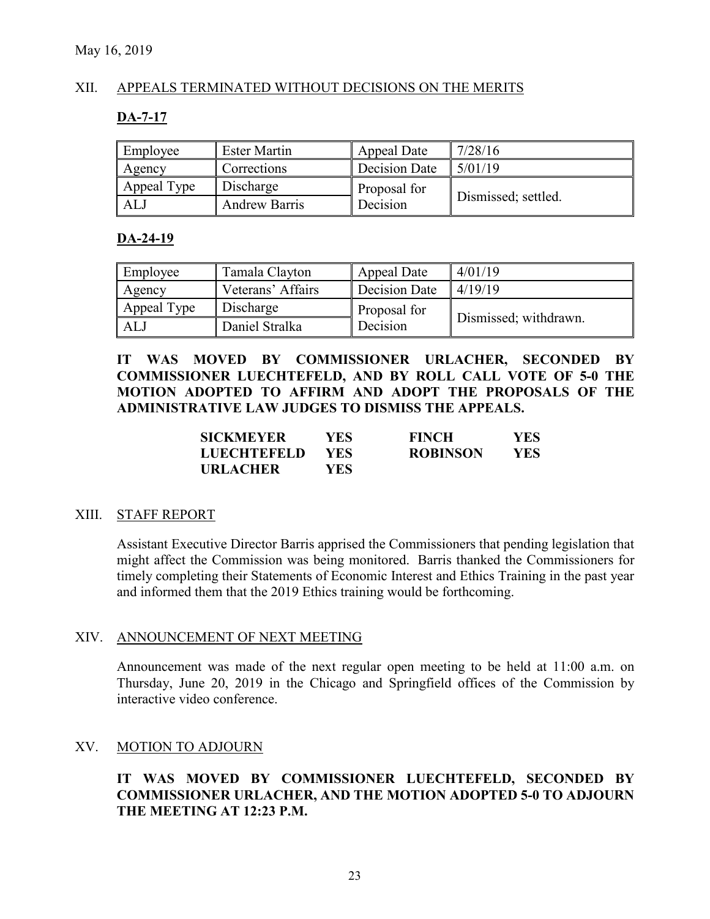May 16, 2019

## XII. APPEALS TERMINATED WITHOUT DECISIONS ON THE MERITS

### DA-7-17

| | | | |
|---|---|---|---|
| Employee | Ester Martin | Appeal Date | 7/28/16 |
| Agency | Corrections | Decision Date | 5/01/19 |
| Appeal Type | Discharge | Proposal for Decision | Dismissed; settled. |
| ALJ | Andrew Barris | | |

### DA-24-19

| | | | |
|---|---|---|---|
| Employee | Tamala Clayton | Appeal Date | 4/01/19 |
| Agency | Veterans' Affairs | Decision Date | 4/19/19 |
| Appeal Type | Discharge | Proposal for Decision | Dismissed; withdrawn. |
| ALJ | Daniel Stralka | | |

**IT WAS MOVED BY COMMISSIONER URLACHER, SECONDED BY COMMISSIONER LUECHTEFELD, AND BY ROLL CALL VOTE OF 5-0 THE MOTION ADOPTED TO AFFIRM AND ADOPT THE PROPOSALS OF THE ADMINISTRATIVE LAW JUDGES TO DISMISS THE APPEALS.**

| | | | |
|---|---|---|---|
| **SICKMEYER** | **YES** | **FINCH** | **YES** |
| **LUECHTEFELD** | **YES** | **ROBINSON** | **YES** |
| **URLACHER** | **YES** | | |

## XIII. STAFF REPORT

Assistant Executive Director Barris apprised the Commissioners that pending legislation that might affect the Commission was being monitored. Barris thanked the Commissioners for timely completing their Statements of Economic Interest and Ethics Training in the past year and informed them that the 2019 Ethics training would be forthcoming.

## XIV. ANNOUNCEMENT OF NEXT MEETING

Announcement was made of the next regular open meeting to be held at 11:00 a.m. on Thursday, June 20, 2019 in the Chicago and Springfield offices of the Commission by interactive video conference.

## XV. MOTION TO ADJOURN

**IT WAS MOVED BY COMMISSIONER LUECHTEFELD, SECONDED BY COMMISSIONER URLACHER, AND THE MOTION ADOPTED 5-0 TO ADJOURN THE MEETING AT 12:23 P.M.**